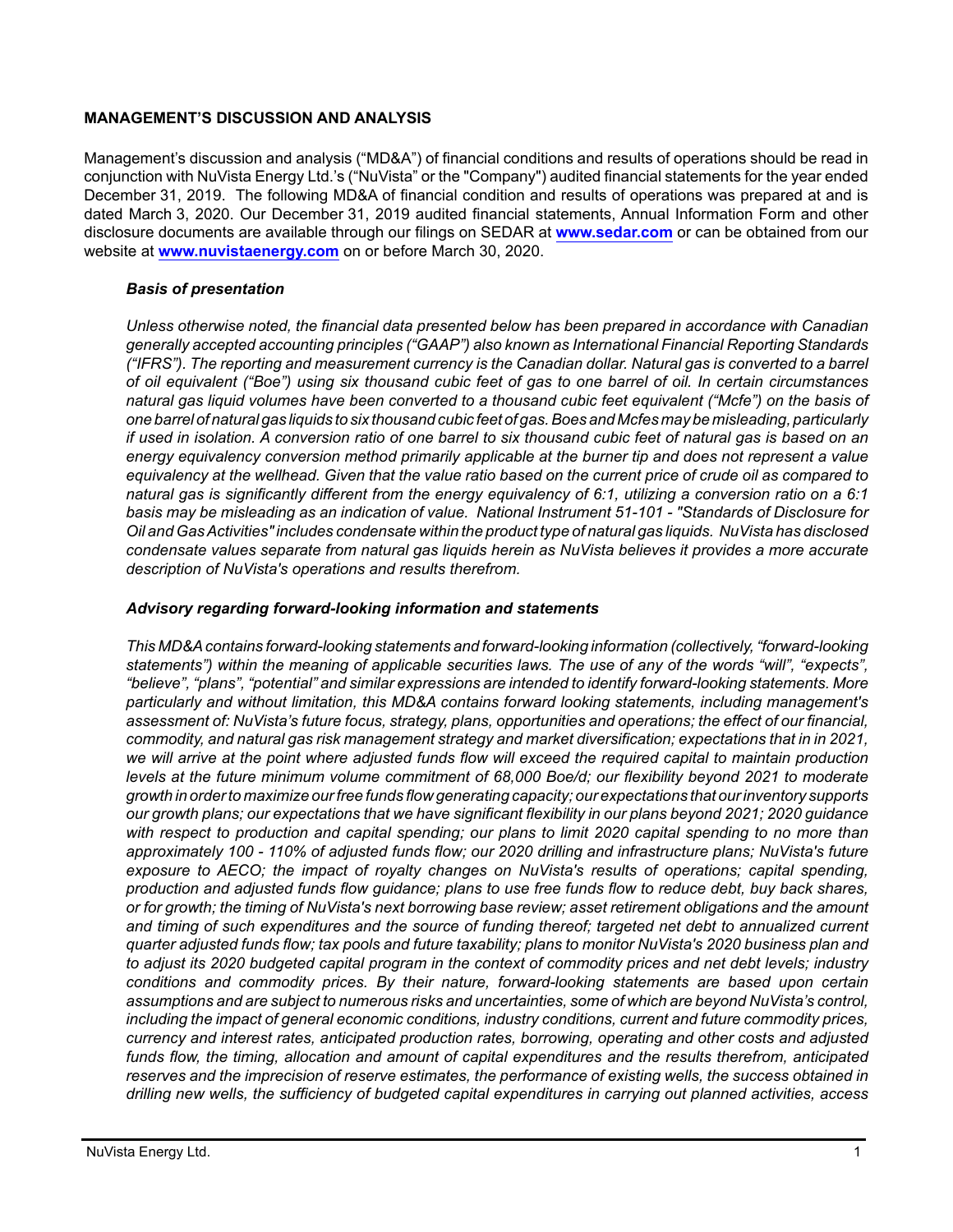## MANAGEMENT'S DISCUSSION AND ANALYSIS

Management's discussion and analysis ("MD&A") of financial conditions and results of operations should be read in conjunction with NuVista Energy Ltd.'s ("NuVista" or the "Company") audited financial statements for the year ended December 31, 2019. The following MD&A of financial condition and results of operations was prepared at and is dated March 3, 2020. Our December 31, 2019 audited financial statements, Annual Information Form and other disclosure documents are available through our filings on SEDAR at **www.sedar.com** or can be obtained from our website at **www.nuvistaenergy.com** on or before March 30, 2020.

### *Basis of presentation*

*Unless otherwise noted, the financial data presented below has been prepared in accordance with Canadian generally accepted accounting principles ("GAAP") also known as International Financial Reporting Standards ("IFRS"). The reporting and measurement currency is the Canadian dollar. Natural gas is converted to a barrel of oil equivalent ("Boe") using six thousand cubic feet of gas to one barrel of oil. In certain circumstances natural gas liquid volumes have been converted to a thousand cubic feet equivalent ("Mcfe") on the basis of one barrel of natural gas liquids to six thousand cubic feet of gas. Boes and Mcfes may be misleading, particularly if used in isolation. A conversion ratio of one barrel to six thousand cubic feet of natural gas is based on an energy equivalency conversion method primarily applicable at the burner tip and does not represent a value equivalency at the wellhead. Given that the value ratio based on the current price of crude oil as compared to natural gas is significantly different from the energy equivalency of 6:1, utilizing a conversion ratio on a 6:1 basis may be misleading as an indication of value. National Instrument 51-101 - "Standards of Disclosure for Oil and Gas Activities" includes condensate within the product type of natural gas liquids. NuVista has disclosed condensate values separate from natural gas liquids herein as NuVista believes it provides a more accurate description of NuVista's operations and results therefrom.*

### *Advisory regarding forward-looking information and statements*

*This MD&A contains forward-looking statements and forward-looking information (collectively, "forward-looking statements") within the meaning of applicable securities laws. The use of any of the words "will", "expects", "believe", "plans", "potential" and similar expressions are intended to identify forward-looking statements. More particularly and without limitation, this MD&A contains forward looking statements, including management's assessment of: NuVista's future focus, strategy, plans, opportunities and operations; the effect of our financial, commodity, and natural gas risk management strategy and market diversification; expectations that in 2021, we will arrive at the point where adjusted funds flow will exceed the required capital to maintain production levels at the future minimum volume commitment of 68,000 Boe/d; our flexibility beyond 2021 to moderate growth in order to maximize our free funds flow generating capacity; our expectations that our inventory supports our growth plans; our expectations that we have significant flexibility in our plans beyond 2021; 2020 guidance with respect to production and capital spending; our plans to limit 2020 capital spending to no more than approximately 100 - 110% of adjusted funds flow; our 2020 drilling and infrastructure plans; NuVista's future exposure to AECO; the impact of royalty changes on NuVista's results of operations; capital spending, production and adjusted funds flow guidance; plans to use free funds flow to reduce debt, buy back shares, or for growth; the timing of NuVista's next borrowing base review; asset retirement obligations and the amount and timing of such expenditures and the source of funding thereof; targeted net debt to annualized current quarter adjusted funds flow; tax pools and future taxability; plans to monitor NuVista's 2020 business plan and to adjust its 2020 budgeted capital program in the context of commodity prices and net debt levels; industry conditions and commodity prices. By their nature, forward-looking statements are based upon certain assumptions and are subject to numerous risks and uncertainties, some of which are beyond NuVista's control, including the impact of general economic conditions, industry conditions, current and future commodity prices, currency and interest rates, anticipated production rates, borrowing, operating and other costs and adjusted funds flow, the timing, allocation and amount of capital expenditures and the results therefrom, anticipated reserves and the imprecision of reserve estimates, the performance of existing wells, the success obtained in drilling new wells, the sufficiency of budgeted capital expenditures in carrying out planned activities, access*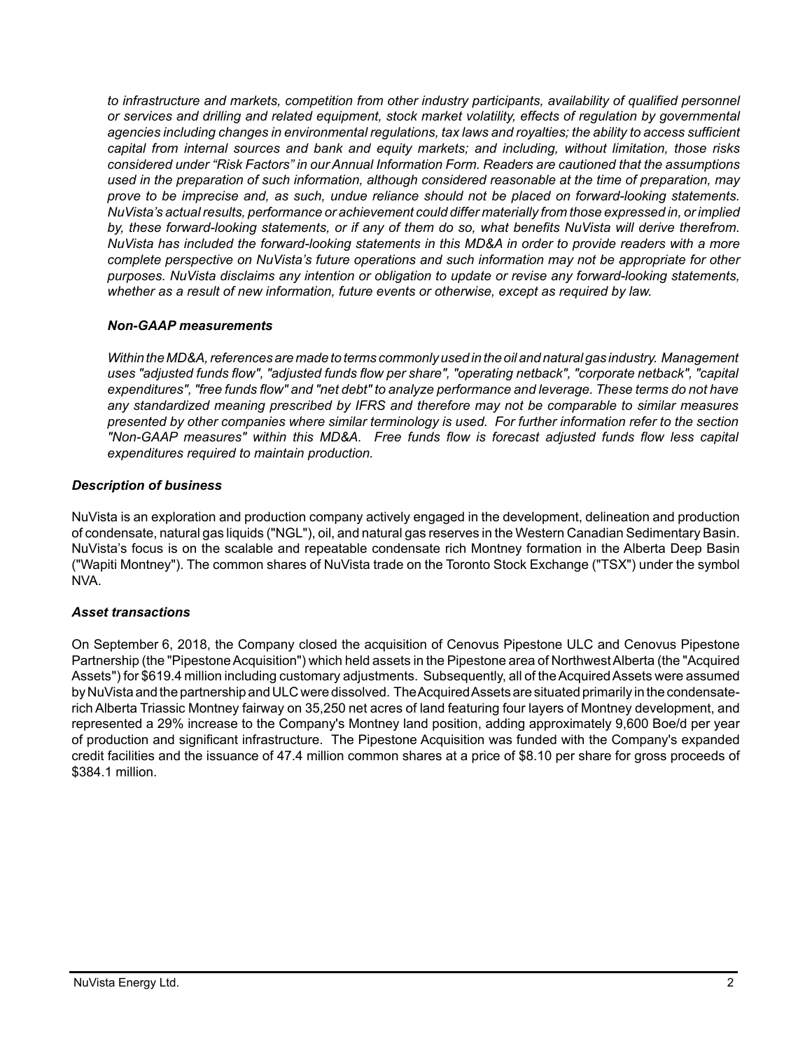*to infrastructure and markets, competition from other industry participants, availability of qualified personnel or services and drilling and related equipment, stock market volatility, effects of regulation by governmental agencies including changes in environmental regulations, tax laws and royalties; the ability to access sufficient capital from internal sources and bank and equity markets; and including, without limitation, those risks considered under "Risk Factors" in our Annual Information Form. Readers are cautioned that the assumptions used in the preparation of such information, although considered reasonable at the time of preparation, may prove to be imprecise and, as such, undue reliance should not be placed on forward-looking statements. NuVista's actual results, performance or achievement could differ materially from those expressed in, or implied by, these forward-looking statements, or if any of them do so, what benefits NuVista will derive therefrom. NuVista has included the forward-looking statements in this MD&A in order to provide readers with a more complete perspective on NuVista's future operations and such information may not be appropriate for other purposes. NuVista disclaims any intention or obligation to update or revise any forward-looking statements, whether as a result of new information, future events or otherwise, except as required by law.*

***Non-GAAP measurements***

*Within the MD&A, references are made to terms commonly used in the oil and natural gas industry. Management uses "adjusted funds flow", "adjusted funds flow per share", "operating netback", "corporate netback", "capital expenditures", "free funds flow" and "net debt" to analyze performance and leverage. These terms do not have any standardized meaning prescribed by IFRS and therefore may not be comparable to similar measures presented by other companies where similar terminology is used. For further information refer to the section "Non-GAAP measures" within this MD&A. Free funds flow is forecast adjusted funds flow less capital expenditures required to maintain production.*

***Description of business***

NuVista is an exploration and production company actively engaged in the development, delineation and production of condensate, natural gas liquids ("NGL"), oil, and natural gas reserves in the Western Canadian Sedimentary Basin. NuVista's focus is on the scalable and repeatable condensate rich Montney formation in the Alberta Deep Basin ("Wapiti Montney"). The common shares of NuVista trade on the Toronto Stock Exchange ("TSX") under the symbol NVA.

***Asset transactions***

On September 6, 2018, the Company closed the acquisition of Cenovus Pipestone ULC and Cenovus Pipestone Partnership (the "Pipestone Acquisition") which held assets in the Pipestone area of Northwest Alberta (the "Acquired Assets") for $619.4 million including customary adjustments. Subsequently, all of the Acquired Assets were assumed by NuVista and the partnership and ULC were dissolved. The Acquired Assets are situated primarily in the condensate-rich Alberta Triassic Montney fairway on 35,250 net acres of land featuring four layers of Montney development, and represented a 29% increase to the Company's Montney land position, adding approximately 9,600 Boe/d per year of production and significant infrastructure. The Pipestone Acquisition was funded with the Company's expanded credit facilities and the issuance of 47.4 million common shares at a price of $8.10 per share for gross proceeds of $384.1 million.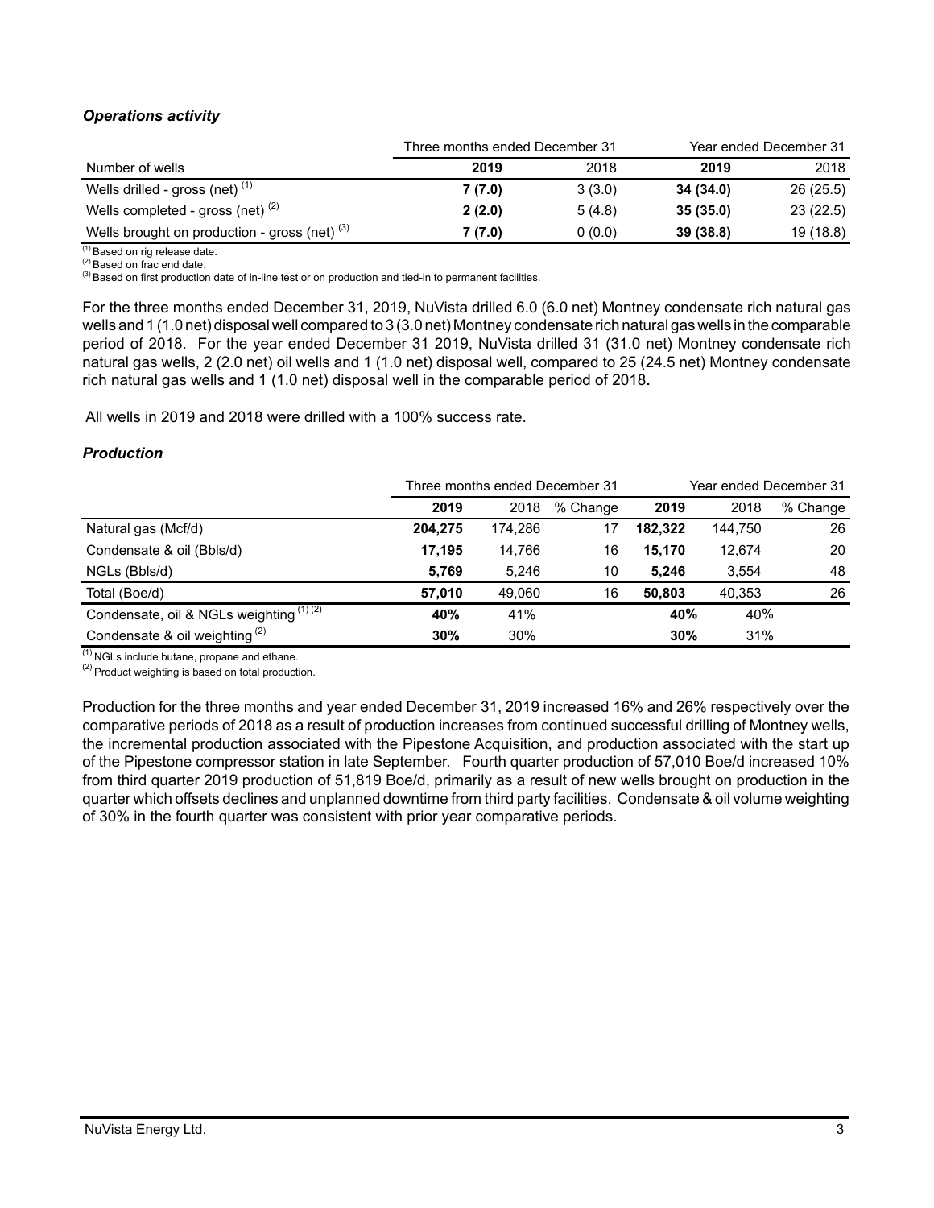### *Operations activity*

| | Three months ended December 31 | | Year ended December 31 | |
|---|---|---|---|---|
| Number of wells | **2019** | 2018 | **2019** | 2018 |
| Wells drilled - gross (net) [1] | **7 (7.0)** | 3 (3.0) | **34 (34.0)** | 26 (25.5) |
| Wells completed - gross (net) [2] | **2 (2.0)** | 5 (4.8) | **35 (35.0)** | 23 (22.5) |
| Wells brought on production - gross (net) [3] | **7 (7.0)** | 0 (0.0) | **39 (38.8)** | 19 (18.8) |

[1] Based on rig release date.
[2] Based on frac end date.
[3] Based on first production date of in-line test or on production and tied-in to permanent facilities.

For the three months ended December 31, 2019, NuVista drilled 6.0 (6.0 net) Montney condensate rich natural gas wells and 1 (1.0 net) disposal well compared to 3 (3.0 net) Montney condensate rich natural gas wells in the comparable period of 2018. For the year ended December 31 2019, NuVista drilled 31 (31.0 net) Montney condensate rich natural gas wells, 2 (2.0 net) oil wells and 1 (1.0 net) disposal well, compared to 25 (24.5 net) Montney condensate rich natural gas wells and 1 (1.0 net) disposal well in the comparable period of 2018**.**

All wells in 2019 and 2018 were drilled with a 100% success rate.

### *Production*

| | Three months ended December 31 | | | Year ended December 31 | | |
|---|---|---|---|---|---|---|
| | **2019** | 2018 | % Change | **2019** | 2018 | % Change |
| Natural gas (Mcf/d) | **204,275** | 174,286 | 17 | **182,322** | 144,750 | 26 |
| Condensate & oil (Bbls/d) | **17,195** | 14,766 | 16 | **15,170** | 12,674 | 20 |
| NGLs (Bbls/d) | **5,769** | 5,246 | 10 | **5,246** | 3,554 | 48 |
| Total (Boe/d) | **57,010** | 49,060 | 16 | **50,803** | 40,353 | 26 |
| Condensate, oil & NGLs weighting [1] [2] | **40%** | 41% | | **40%** | 40% | |
| Condensate & oil weighting [2] | **30%** | 30% | | **30%** | 31% | |

[1] NGLs include butane, propane and ethane.
[2] Product weighting is based on total production.

Production for the three months and year ended December 31, 2019 increased 16% and 26% respectively over the comparative periods of 2018 as a result of production increases from continued successful drilling of Montney wells, the incremental production associated with the Pipestone Acquisition, and production associated with the start up of the Pipestone compressor station in late September. Fourth quarter production of 57,010 Boe/d increased 10% from third quarter 2019 production of 51,819 Boe/d, primarily as a result of new wells brought on production in the quarter which offsets declines and unplanned downtime from third party facilities. Condensate & oil volume weighting of 30% in the fourth quarter was consistent with prior year comparative periods.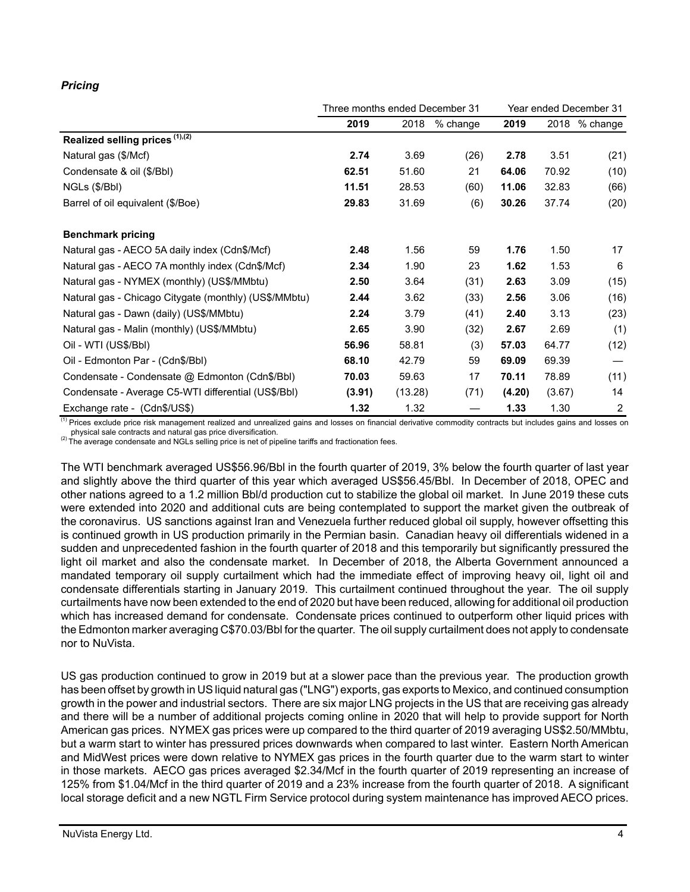### *Pricing*

| | Three months ended December 31 | | | Year ended December 31 | | |
|---|---|---|---|---|---|---|
| | **2019** | 2018 | % change | **2019** | 2018 | % change |
| **Realized selling prices [(1),(2)]** | | | | | | |
| Natural gas ($/Mcf) | **2.74** | 3.69 | (26) | **2.78** | 3.51 | (21) |
| Condensate & oil ($/Bbl) | **62.51** | 51.60 | 21 | **64.06** | 70.92 | (10) |
| NGLs ($/Bbl) | **11.51** | 28.53 | (60) | **11.06** | 32.83 | (66) |
| Barrel of oil equivalent ($/Boe) | **29.83** | 31.69 | (6) | **30.26** | 37.74 | (20) |
| **Benchmark pricing** | | | | | | |
| Natural gas - AECO 5A daily index (Cdn$/Mcf) | **2.48** | 1.56 | 59 | **1.76** | 1.50 | 17 |
| Natural gas - AECO 7A monthly index (Cdn$/Mcf) | **2.34** | 1.90 | 23 | **1.62** | 1.53 | 6 |
| Natural gas - NYMEX (monthly) (US$/MMbtu) | **2.50** | 3.64 | (31) | **2.63** | 3.09 | (15) |
| Natural gas - Chicago Citygate (monthly) (US$/MMbtu) | **2.44** | 3.62 | (33) | **2.56** | 3.06 | (16) |
| Natural gas - Dawn (daily) (US$/MMbtu) | **2.24** | 3.79 | (41) | **2.40** | 3.13 | (23) |
| Natural gas - Malin (monthly) (US$/MMbtu) | **2.65** | 3.90 | (32) | **2.67** | 2.69 | (1) |
| Oil - WTI (US$/Bbl) | **56.96** | 58.81 | (3) | **57.03** | 64.77 | (12) |
| Oil - Edmonton Par - (Cdn$/Bbl) | **68.10** | 42.79 | 59 | **69.09** | 69.39 | — |
| Condensate - Condensate @ Edmonton (Cdn$/Bbl) | **70.03** | 59.63 | 17 | **70.11** | 78.89 | (11) |
| Condensate - Average C5-WTI differential (US$/Bbl) | **(3.91)** | (13.28) | (71) | **(4.20)** | (3.67) | 14 |
| Exchange rate - (Cdn$/US$) | **1.32** | 1.32 | — | **1.33** | 1.30 | 2 |

[(1)] Prices exclude price risk management realized and unrealized gains and losses on financial derivative commodity contracts but includes gains and losses on physical sale contracts and natural gas price diversification.
[(2)] The average condensate and NGLs selling price is net of pipeline tariffs and fractionation fees.

The WTI benchmark averaged US$56.96/Bbl in the fourth quarter of 2019, 3% below the fourth quarter of last year and slightly above the third quarter of this year which averaged US$56.45/Bbl. In December of 2018, OPEC and other nations agreed to a 1.2 million Bbl/d production cut to stabilize the global oil market. In June 2019 these cuts were extended into 2020 and additional cuts are being contemplated to support the market given the outbreak of the coronavirus. US sanctions against Iran and Venezuela further reduced global oil supply, however offsetting this is continued growth in US production primarily in the Permian basin. Canadian heavy oil differentials widened in a sudden and unprecedented fashion in the fourth quarter of 2018 and this temporarily but significantly pressured the light oil market and also the condensate market. In December of 2018, the Alberta Government announced a mandated temporary oil supply curtailment which had the immediate effect of improving heavy oil, light oil and condensate differentials starting in January 2019. This curtailment continued throughout the year. The oil supply curtailments have now been extended to the end of 2020 but have been reduced, allowing for additional oil production which has increased demand for condensate. Condensate prices continued to outperform other liquid prices with the Edmonton marker averaging C$70.03/Bbl for the quarter. The oil supply curtailment does not apply to condensate nor to NuVista.

US gas production continued to grow in 2019 but at a slower pace than the previous year. The production growth has been offset by growth in US liquid natural gas ("LNG") exports, gas exports to Mexico, and continued consumption growth in the power and industrial sectors. There are six major LNG projects in the US that are receiving gas already and there will be a number of additional projects coming online in 2020 that will help to provide support for North American gas prices. NYMEX gas prices were up compared to the third quarter of 2019 averaging US$2.50/MMbtu, but a warm start to winter has pressured prices downwards when compared to last winter. Eastern North American and MidWest prices were down relative to NYMEX gas prices in the fourth quarter due to the warm start to winter in those markets. AECO gas prices averaged $2.34/Mcf in the fourth quarter of 2019 representing an increase of 125% from $1.04/Mcf in the third quarter of 2019 and a 23% increase from the fourth quarter of 2018. A significant local storage deficit and a new NGTL Firm Service protocol during system maintenance has improved AECO prices.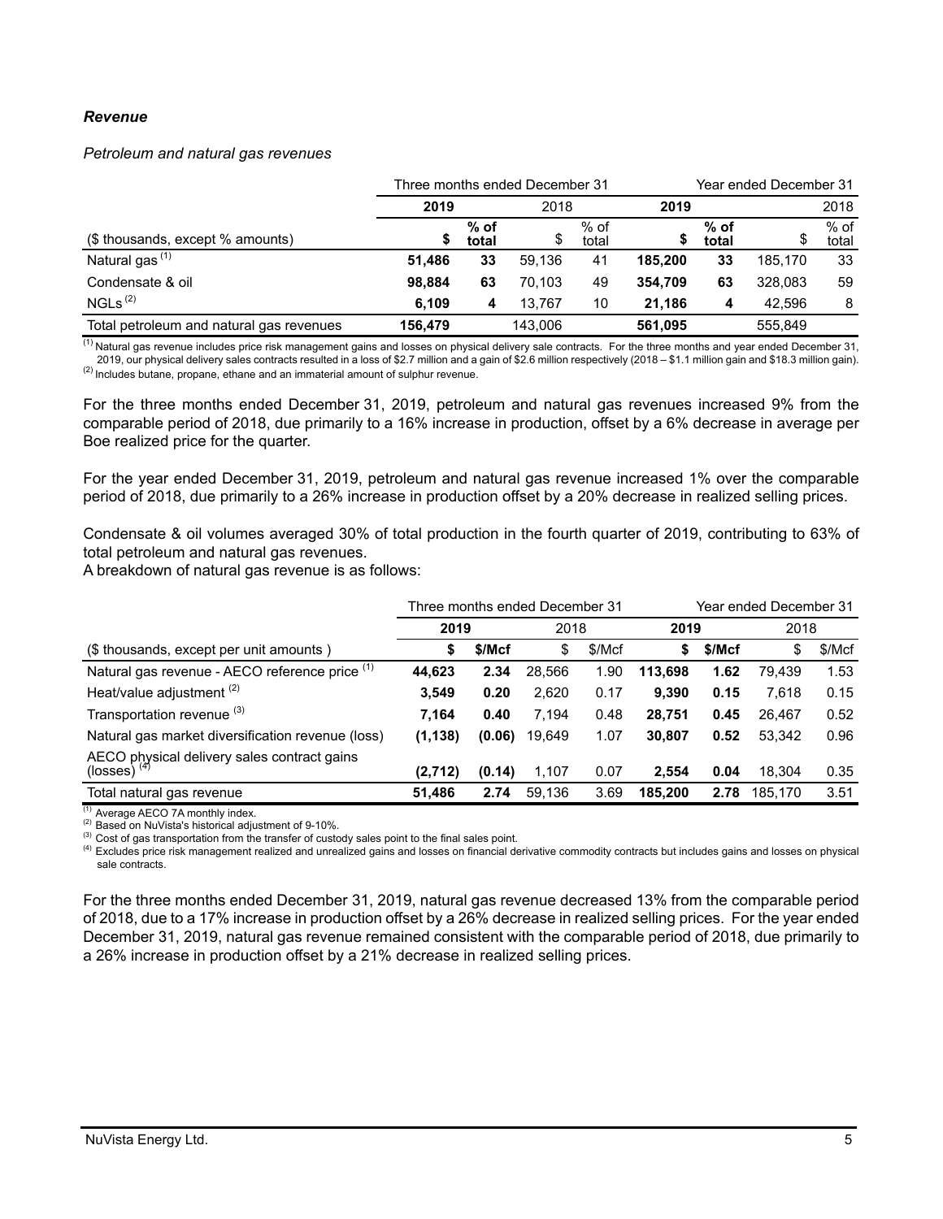### *Revenue*

*Petroleum and natural gas revenues*

| | Three months ended December 31 | | | | Year ended December 31 | | | |
|---|---|---|---|---|---|---|---|---|
| | **2019** | | 2018 | | **2019** | | 2018 | |
| ($ thousands, except % amounts) | **$** | **% of total** | $ | % of total | **$** | **% of total** | $ | % of total |
| Natural gas [(1)] | **51,486** | **33** | 59,136 | 41 | **185,200** | **33** | 185,170 | 33 |
| Condensate & oil | **98,884** | **63** | 70,103 | 49 | **354,709** | **63** | 328,083 | 59 |
| NGLs [(2)] | **6,109** | **4** | 13,767 | 10 | **21,186** | **4** | 42,596 | 8 |
| Total petroleum and natural gas revenues | **156,479** | | 143,006 | | **561,095** | | 555,849 | |

[(1)] Natural gas revenue includes price risk management gains and losses on physical delivery sale contracts. For the three months and year ended December 31, 2019, our physical delivery sales contracts resulted in a loss of $2.7 million and a gain of $2.6 million respectively (2018 – $1.1 million gain and $18.3 million gain).
[(2)] Includes butane, propane, ethane and an immaterial amount of sulphur revenue.

For the three months ended December 31, 2019, petroleum and natural gas revenues increased 9% from the comparable period of 2018, due primarily to a 16% increase in production, offset by a 6% decrease in average per Boe realized price for the quarter.

For the year ended December 31, 2019, petroleum and natural gas revenue increased 1% over the comparable period of 2018, due primarily to a 26% increase in production offset by a 20% decrease in realized selling prices.

Condensate & oil volumes averaged 30% of total production in the fourth quarter of 2019, contributing to 63% of total petroleum and natural gas revenues.
A breakdown of natural gas revenue is as follows:

| | Three months ended December 31 | | | | Year ended December 31 | | | |
|---|---|---|---|---|---|---|---|---|
| | **2019** | | 2018 | | **2019** | | 2018 | |
| ($ thousands, except per unit amounts ) | **$** | **$/Mcf** | $ | $/Mcf | **$** | **$/Mcf** | $ | $/Mcf |
| Natural gas revenue - AECO reference price [(1)] | **44,623** | **2.34** | 28,566 | 1.90 | **113,698** | **1.62** | 79,439 | 1.53 |
| Heat/value adjustment [(2)] | **3,549** | **0.20** | 2,620 | 0.17 | **9,390** | **0.15** | 7,618 | 0.15 |
| Transportation revenue [(3)] | **7,164** | **0.40** | 7,194 | 0.48 | **28,751** | **0.45** | 26,467 | 0.52 |
| Natural gas market diversification revenue (loss) | **(1,138)** | **(0.06)** | 19,649 | 1.07 | **30,807** | **0.52** | 53,342 | 0.96 |
| AECO physical delivery sales contract gains (losses) [(4)] | **(2,712)** | **(0.14)** | 1,107 | 0.07 | **2,554** | **0.04** | 18,304 | 0.35 |
| Total natural gas revenue | **51,486** | **2.74** | 59,136 | 3.69 | **185,200** | **2.78** | 185,170 | 3.51 |

[(1)] Average AECO 7A monthly index.
[(2)] Based on NuVista's historical adjustment of 9-10%.
[(3)] Cost of gas transportation from the transfer of custody sales point to the final sales point.
[(4)] Excludes price risk management realized and unrealized gains and losses on financial derivative commodity contracts but includes gains and losses on physical sale contracts.

For the three months ended December 31, 2019, natural gas revenue decreased 13% from the comparable period of 2018, due to a 17% increase in production offset by a 26% decrease in realized selling prices. For the year ended December 31, 2019, natural gas revenue remained consistent with the comparable period of 2018, due primarily to a 26% increase in production offset by a 21% decrease in realized selling prices.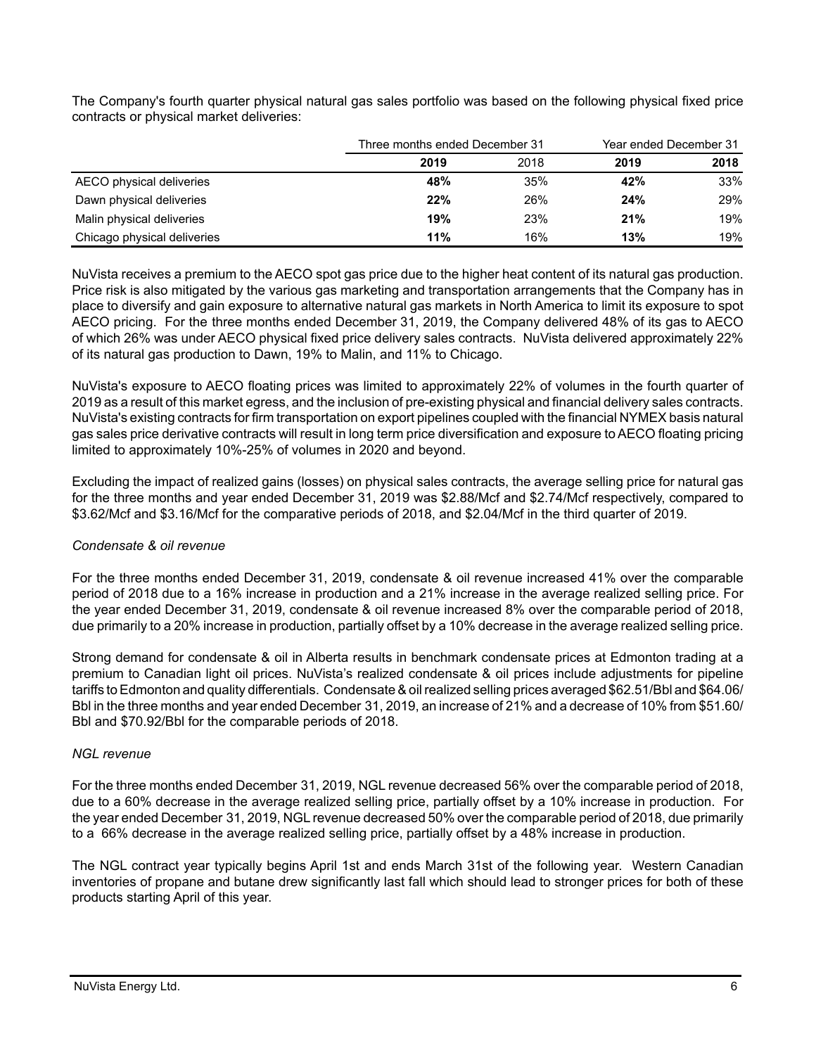The Company's fourth quarter physical natural gas sales portfolio was based on the following physical fixed price contracts or physical market deliveries:

| | Three months ended December 31 | | Year ended December 31 | |
|---|---|---|---|---|
| | **2019** | 2018 | **2019** | **2018** |
| AECO physical deliveries | **48%** | 35% | **42%** | 33% |
| Dawn physical deliveries | **22%** | 26% | **24%** | 29% |
| Malin physical deliveries | **19%** | 23% | **21%** | 19% |
| Chicago physical deliveries | **11%** | 16% | **13%** | 19% |

NuVista receives a premium to the AECO spot gas price due to the higher heat content of its natural gas production. Price risk is also mitigated by the various gas marketing and transportation arrangements that the Company has in place to diversify and gain exposure to alternative natural gas markets in North America to limit its exposure to spot AECO pricing. For the three months ended December 31, 2019, the Company delivered 48% of its gas to AECO of which 26% was under AECO physical fixed price delivery sales contracts. NuVista delivered approximately 22% of its natural gas production to Dawn, 19% to Malin, and 11% to Chicago.

NuVista's exposure to AECO floating prices was limited to approximately 22% of volumes in the fourth quarter of 2019 as a result of this market egress, and the inclusion of pre-existing physical and financial delivery sales contracts. NuVista's existing contracts for firm transportation on export pipelines coupled with the financial NYMEX basis natural gas sales price derivative contracts will result in long term price diversification and exposure to AECO floating pricing limited to approximately 10%-25% of volumes in 2020 and beyond.

Excluding the impact of realized gains (losses) on physical sales contracts, the average selling price for natural gas for the three months and year ended December 31, 2019 was $2.88/Mcf and $2.74/Mcf respectively, compared to $3.62/Mcf and $3.16/Mcf for the comparative periods of 2018, and $2.04/Mcf in the third quarter of 2019.

*Condensate & oil revenue*

For the three months ended December 31, 2019, condensate & oil revenue increased 41% over the comparable period of 2018 due to a 16% increase in production and a 21% increase in the average realized selling price. For the year ended December 31, 2019, condensate & oil revenue increased 8% over the comparable period of 2018, due primarily to a 20% increase in production, partially offset by a 10% decrease in the average realized selling price.

Strong demand for condensate & oil in Alberta results in benchmark condensate prices at Edmonton trading at a premium to Canadian light oil prices. NuVista's realized condensate & oil prices include adjustments for pipeline tariffs to Edmonton and quality differentials. Condensate & oil realized selling prices averaged $62.51/Bbl and $64.06/Bbl in the three months and year ended December 31, 2019, an increase of 21% and a decrease of 10% from $51.60/Bbl and $70.92/Bbl for the comparable periods of 2018.

*NGL revenue*

For the three months ended December 31, 2019, NGL revenue decreased 56% over the comparable period of 2018, due to a 60% decrease in the average realized selling price, partially offset by a 10% increase in production. For the year ended December 31, 2019, NGL revenue decreased 50% over the comparable period of 2018, due primarily to a 66% decrease in the average realized selling price, partially offset by a 48% increase in production.

The NGL contract year typically begins April 1st and ends March 31st of the following year. Western Canadian inventories of propane and butane drew significantly last fall which should lead to stronger prices for both of these products starting April of this year.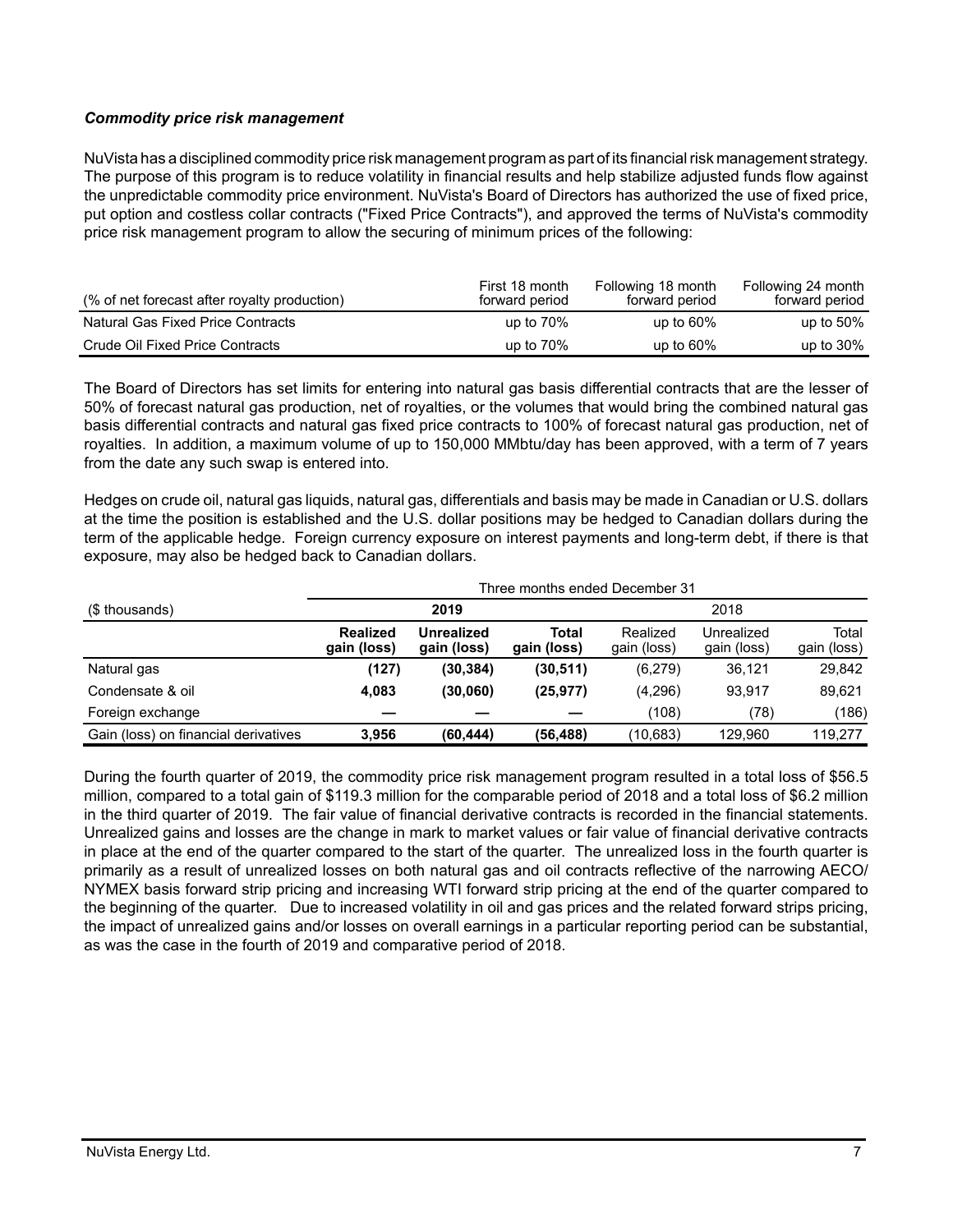### *Commodity price risk management*

NuVista has a disciplined commodity price risk management program as part of its financial risk management strategy. The purpose of this program is to reduce volatility in financial results and help stabilize adjusted funds flow against the unpredictable commodity price environment. NuVista's Board of Directors has authorized the use of fixed price, put option and costless collar contracts ("Fixed Price Contracts"), and approved the terms of NuVista's commodity price risk management program to allow the securing of minimum prices of the following:

| (% of net forecast after royalty production) | First 18 month forward period | Following 18 month forward period | Following 24 month forward period |
|---|---|---|---|
| Natural Gas Fixed Price Contracts | up to 70% | up to 60% | up to 50% |
| Crude Oil Fixed Price Contracts | up to 70% | up to 60% | up to 30% |

The Board of Directors has set limits for entering into natural gas basis differential contracts that are the lesser of 50% of forecast natural gas production, net of royalties, or the volumes that would bring the combined natural gas basis differential contracts and natural gas fixed price contracts to 100% of forecast natural gas production, net of royalties. In addition, a maximum volume of up to 150,000 MMbtu/day has been approved, with a term of 7 years from the date any such swap is entered into.

Hedges on crude oil, natural gas liquids, natural gas, differentials and basis may be made in Canadian or U.S. dollars at the time the position is established and the U.S. dollar positions may be hedged to Canadian dollars during the term of the applicable hedge. Foreign currency exposure on interest payments and long-term debt, if there is that exposure, may also be hedged back to Canadian dollars.

| | Three months ended December 31 | | | | | |
|---|---|---|---|---|---|---|
| ($ thousands) | **2019** | | | 2018 | | |
| | **Realized gain (loss)** | **Unrealized gain (loss)** | **Total gain (loss)** | Realized gain (loss) | Unrealized gain (loss) | Total gain (loss) |
| Natural gas | **(127)** | **(30,384)** | **(30,511)** | (6,279) | 36,121 | 29,842 |
| Condensate & oil | **4,083** | **(30,060)** | **(25,977)** | (4,296) | 93,917 | 89,621 |
| Foreign exchange | **—** | **—** | **—** | (108) | (78) | (186) |
| Gain (loss) on financial derivatives | **3,956** | **(60,444)** | **(56,488)** | (10,683) | 129,960 | 119,277 |

During the fourth quarter of 2019, the commodity price risk management program resulted in a total loss of $56.5 million, compared to a total gain of $119.3 million for the comparable period of 2018 and a total loss of $6.2 million in the third quarter of 2019. The fair value of financial derivative contracts is recorded in the financial statements. Unrealized gains and losses are the change in mark to market values or fair value of financial derivative contracts in place at the end of the quarter compared to the start of the quarter. The unrealized loss in the fourth quarter is primarily as a result of unrealized losses on both natural gas and oil contracts reflective of the narrowing AECO/NYMEX basis forward strip pricing and increasing WTI forward strip pricing at the end of the quarter compared to the beginning of the quarter. Due to increased volatility in oil and gas prices and the related forward strips pricing, the impact of unrealized gains and/or losses on overall earnings in a particular reporting period can be substantial, as was the case in the fourth of 2019 and comparative period of 2018.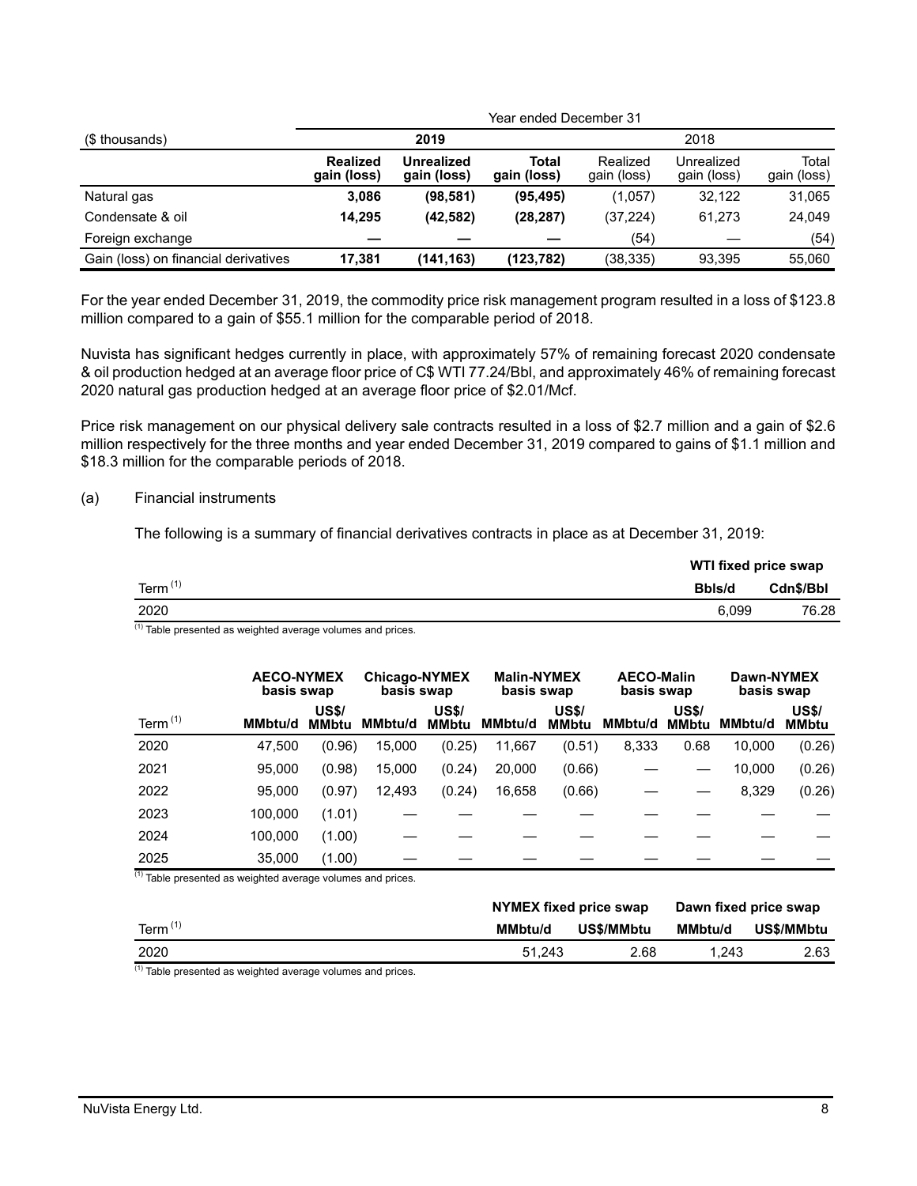| ($ thousands) | Year ended December 31 | | | | | |
|---|---|---|---|---|---|---|
| | **2019** | | | 2018 | | |
| | **Realized gain (loss)** | **Unrealized gain (loss)** | **Total gain (loss)** | Realized gain (loss) | Unrealized gain (loss) | Total gain (loss) |
| Natural gas | **3,086** | **(98,581)** | **(95,495)** | (1,057) | 32,122 | 31,065 |
| Condensate & oil | **14,295** | **(42,582)** | **(28,287)** | (37,224) | 61,273 | 24,049 |
| Foreign exchange | **—** | **—** | **—** | (54) | — | (54) |
| Gain (loss) on financial derivatives | **17,381** | **(141,163)** | **(123,782)** | (38,335) | 93,395 | 55,060 |

For the year ended December 31, 2019, the commodity price risk management program resulted in a loss of $123.8 million compared to a gain of $55.1 million for the comparable period of 2018.

Nuvista has significant hedges currently in place, with approximately 57% of remaining forecast 2020 condensate & oil production hedged at an average floor price of C$ WTI 77.24/Bbl, and approximately 46% of remaining forecast 2020 natural gas production hedged at an average floor price of $2.01/Mcf.

Price risk management on our physical delivery sale contracts resulted in a loss of $2.7 million and a gain of $2.6 million respectively for the three months and year ended December 31, 2019 compared to gains of $1.1 million and $18.3 million for the comparable periods of 2018.

(a) Financial instruments

The following is a summary of financial derivatives contracts in place as at December 31, 2019:

| | **WTI fixed price swap** | |
|---|---|---|
| Term [1] | **Bbls/d** | **Cdn$/Bbl** |
| 2020 | 6,099 | 76.28 |

[1] Table presented as weighted average volumes and prices.

| | **AECO-NYMEX basis swap** | | **Chicago-NYMEX basis swap** | | **Malin-NYMEX basis swap** | | **AECO-Malin basis swap** | | **Dawn-NYMEX basis swap** | |
|---|---|---|---|---|---|---|---|---|---|---|
| Term [1] | **MMbtu/d** | **US$/ MMbtu** | **MMbtu/d** | **US$/ MMbtu** | **MMbtu/d** | **US$/ MMbtu** | **MMbtu/d** | **US$/ MMbtu** | **MMbtu/d** | **US$/ MMbtu** |
| 2020 | 47,500 | (0.96) | 15,000 | (0.25) | 11,667 | (0.51) | 8,333 | 0.68 | 10,000 | (0.26) |
| 2021 | 95,000 | (0.98) | 15,000 | (0.24) | 20,000 | (0.66) | — | — | 10,000 | (0.26) |
| 2022 | 95,000 | (0.97) | 12,493 | (0.24) | 16,658 | (0.66) | — | — | 8,329 | (0.26) |
| 2023 | 100,000 | (1.01) | — | — | — | — | — | — | — | — |
| 2024 | 100,000 | (1.00) | — | — | — | — | — | — | — | — |
| 2025 | 35,000 | (1.00) | — | — | — | — | — | — | — | — |

[1] Table presented as weighted average volumes and prices.

| | **NYMEX fixed price swap** | | **Dawn fixed price swap** | |
|---|---|---|---|---|
| Term [1] | **MMbtu/d** | **US$/MMbtu** | **MMbtu/d** | **US$/MMbtu** |
| 2020 | 51,243 | 2.68 | 1,243 | 2.63 |

[1] Table presented as weighted average volumes and prices.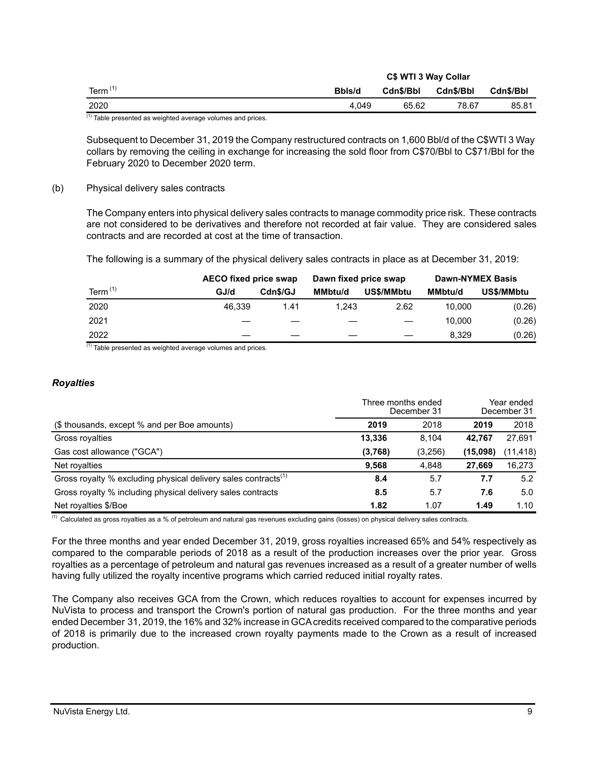| | C$ WTI 3 Way Collar | | | |
|---|---|---|---|---|
| Term [1] | Bbls/d | Cdn$/Bbl | Cdn$/Bbl | Cdn$/Bbl |
| 2020 | 4,049 | 65.62 | 78.67 | 85.81 |

[1] Table presented as weighted average volumes and prices.

Subsequent to December 31, 2019 the Company restructured contracts on 1,600 Bbl/d of the C$WTI 3 Way collars by removing the ceiling in exchange for increasing the sold floor from C$70/Bbl to C$71/Bbl for the February 2020 to December 2020 term.

(b) Physical delivery sales contracts

The Company enters into physical delivery sales contracts to manage commodity price risk. These contracts are not considered to be derivatives and therefore not recorded at fair value. They are considered sales contracts and are recorded at cost at the time of transaction.

The following is a summary of the physical delivery sales contracts in place as at December 31, 2019:

| | AECO fixed price swap | | Dawn fixed price swap | | Dawn-NYMEX Basis | |
|---|---|---|---|---|---|---|
| Term [1] | GJ/d | Cdn$/GJ | MMbtu/d | US$/MMbtu | MMbtu/d | US$/MMbtu |
| 2020 | 46,339 | 1.41 | 1,243 | 2.62 | 10,000 | (0.26) |
| 2021 | — | — | — | — | 10,000 | (0.26) |
| 2022 | — | — | — | — | 8,329 | (0.26) |

[1] Table presented as weighted average volumes and prices.

### *Royalties*

| | Three months ended December 31 | | Year ended December 31 | |
|---|---|---|---|---|
| ($ thousands, except % and per Boe amounts) | **2019** | 2018 | **2019** | 2018 |
| Gross royalties | **13,336** | 8,104 | **42,767** | 27,691 |
| Gas cost allowance ("GCA") | **(3,768)** | (3,256) | **(15,098)** | (11,418) |
| Net royalties | **9,568** | 4,848 | **27,669** | 16,273 |
| Gross royalty % excluding physical delivery sales contracts[1] | **8.4** | 5.7 | **7.7** | 5.2 |
| Gross royalty % including physical delivery sales contracts | **8.5** | 5.7 | **7.6** | 5.0 |
| Net royalties $/Boe | **1.82** | 1.07 | **1.49** | 1.10 |

[1] Calculated as gross royalties as a % of petroleum and natural gas revenues excluding gains (losses) on physical delivery sales contracts.

For the three months and year ended December 31, 2019, gross royalties increased 65% and 54% respectively as compared to the comparable periods of 2018 as a result of the production increases over the prior year. Gross royalties as a percentage of petroleum and natural gas revenues increased as a result of a greater number of wells having fully utilized the royalty incentive programs which carried reduced initial royalty rates.

The Company also receives GCA from the Crown, which reduces royalties to account for expenses incurred by NuVista to process and transport the Crown's portion of natural gas production. For the three months and year ended December 31, 2019, the 16% and 32% increase in GCA credits received compared to the comparative periods of 2018 is primarily due to the increased crown royalty payments made to the Crown as a result of increased production.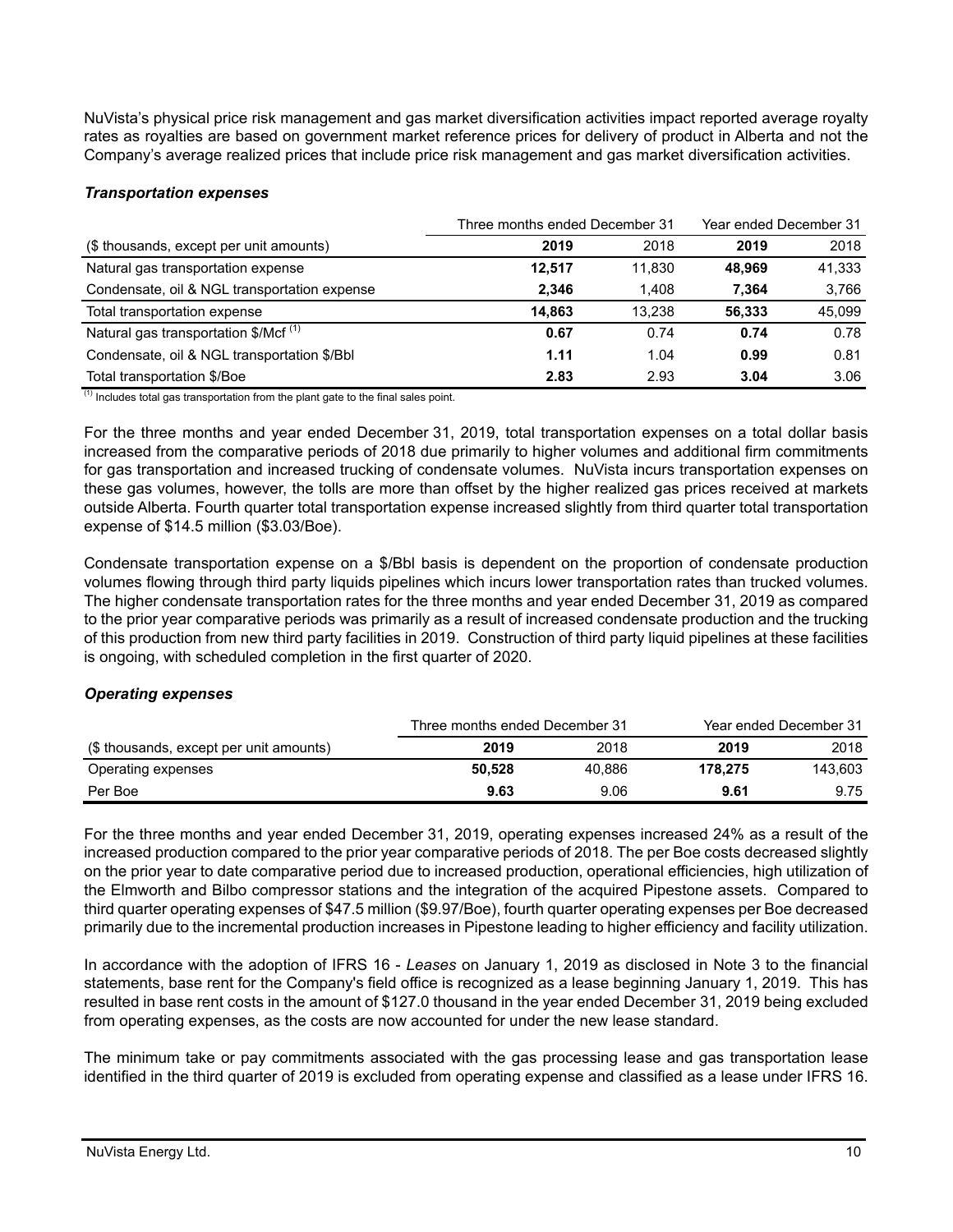NuVista's physical price risk management and gas market diversification activities impact reported average royalty rates as royalties are based on government market reference prices for delivery of product in Alberta and not the Company's average realized prices that include price risk management and gas market diversification activities.

### *Transportation expenses*

| | Three months ended December 31 | | Year ended December 31 | |
|---|---|---|---|---|
| ($ thousands, except per unit amounts) | **2019** | 2018 | **2019** | 2018 |
| Natural gas transportation expense | **12,517** | 11,830 | **48,969** | 41,333 |
| Condensate, oil & NGL transportation expense | **2,346** | 1,408 | **7,364** | 3,766 |
| Total transportation expense | **14,863** | 13,238 | **56,333** | 45,099 |
| Natural gas transportation $/Mcf [(1)] | **0.67** | 0.74 | **0.74** | 0.78 |
| Condensate, oil & NGL transportation $/Bbl | **1.11** | 1.04 | **0.99** | 0.81 |
| Total transportation $/Boe | **2.83** | 2.93 | **3.04** | 3.06 |

[(1)] Includes total gas transportation from the plant gate to the final sales point.

For the three months and year ended December 31, 2019, total transportation expenses on a total dollar basis increased from the comparative periods of 2018 due primarily to higher volumes and additional firm commitments for gas transportation and increased trucking of condensate volumes. NuVista incurs transportation expenses on these gas volumes, however, the tolls are more than offset by the higher realized gas prices received at markets outside Alberta. Fourth quarter total transportation expense increased slightly from third quarter total transportation expense of $14.5 million ($3.03/Boe).

Condensate transportation expense on a $/Bbl basis is dependent on the proportion of condensate production volumes flowing through third party liquids pipelines which incurs lower transportation rates than trucked volumes. The higher condensate transportation rates for the three months and year ended December 31, 2019 as compared to the prior year comparative periods was primarily as a result of increased condensate production and the trucking of this production from new third party facilities in 2019. Construction of third party liquid pipelines at these facilities is ongoing, with scheduled completion in the first quarter of 2020.

### *Operating expenses*

| | Three months ended December 31 | | Year ended December 31 | |
|---|---|---|---|---|
| ($ thousands, except per unit amounts) | **2019** | 2018 | **2019** | 2018 |
| Operating expenses | **50,528** | 40,886 | **178,275** | 143,603 |
| Per Boe | **9.63** | 9.06 | **9.61** | 9.75 |

For the three months and year ended December 31, 2019, operating expenses increased 24% as a result of the increased production compared to the prior year comparative periods of 2018. The per Boe costs decreased slightly on the prior year to date comparative period due to increased production, operational efficiencies, high utilization of the Elmworth and Bilbo compressor stations and the integration of the acquired Pipestone assets. Compared to third quarter operating expenses of $47.5 million ($9.97/Boe), fourth quarter operating expenses per Boe decreased primarily due to the incremental production increases in Pipestone leading to higher efficiency and facility utilization.

In accordance with the adoption of IFRS 16 - *Leases* on January 1, 2019 as disclosed in Note 3 to the financial statements, base rent for the Company's field office is recognized as a lease beginning January 1, 2019. This has resulted in base rent costs in the amount of $127.0 thousand in the year ended December 31, 2019 being excluded from operating expenses, as the costs are now accounted for under the new lease standard.

The minimum take or pay commitments associated with the gas processing lease and gas transportation lease identified in the third quarter of 2019 is excluded from operating expense and classified as a lease under IFRS 16.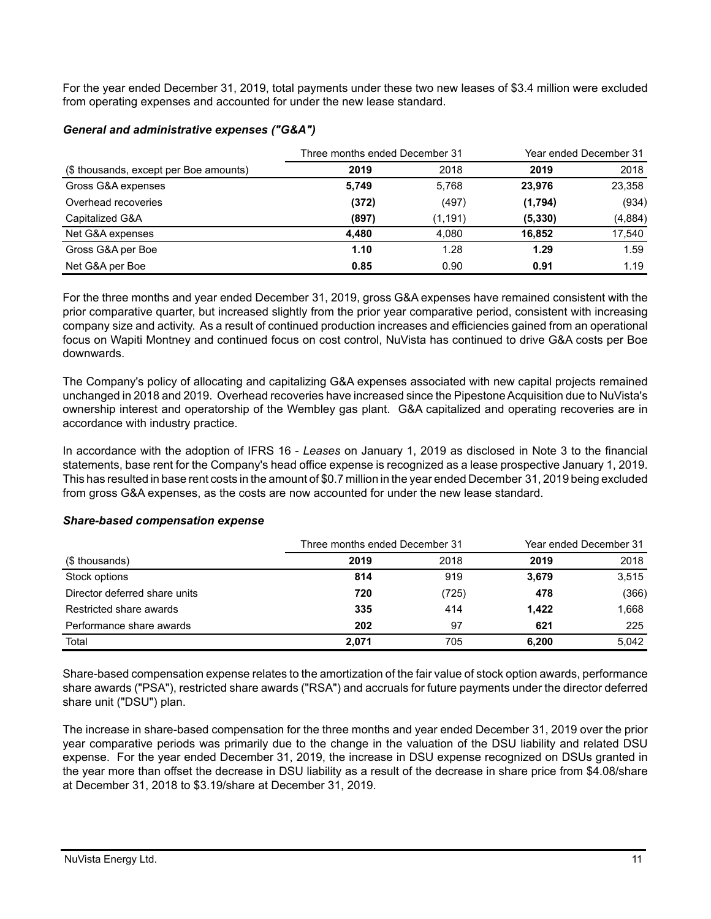For the year ended December 31, 2019, total payments under these two new leases of $3.4 million were excluded from operating expenses and accounted for under the new lease standard.

### *General and administrative expenses ("G&A")*

| | Three months ended December 31 | | Year ended December 31 | |
|---|---|---|---|---|
| ($ thousands, except per Boe amounts) | **2019** | 2018 | **2019** | 2018 |
| Gross G&A expenses | **5,749** | 5,768 | **23,976** | 23,358 |
| Overhead recoveries | **(372)** | (497) | **(1,794)** | (934) |
| Capitalized G&A | **(897)** | (1,191) | **(5,330)** | (4,884) |
| Net G&A expenses | **4,480** | 4,080 | **16,852** | 17,540 |
| Gross G&A per Boe | **1.10** | 1.28 | **1.29** | 1.59 |
| Net G&A per Boe | **0.85** | 0.90 | **0.91** | 1.19 |

For the three months and year ended December 31, 2019, gross G&A expenses have remained consistent with the prior comparative quarter, but increased slightly from the prior year comparative period, consistent with increasing company size and activity. As a result of continued production increases and efficiencies gained from an operational focus on Wapiti Montney and continued focus on cost control, NuVista has continued to drive G&A costs per Boe downwards.

The Company's policy of allocating and capitalizing G&A expenses associated with new capital projects remained unchanged in 2018 and 2019. Overhead recoveries have increased since the Pipestone Acquisition due to NuVista's ownership interest and operatorship of the Wembley gas plant. G&A capitalized and operating recoveries are in accordance with industry practice.

In accordance with the adoption of IFRS 16 - *Leases* on January 1, 2019 as disclosed in Note 3 to the financial statements, base rent for the Company's head office expense is recognized as a lease prospective January 1, 2019. This has resulted in base rent costs in the amount of $0.7 million in the year ended December 31, 2019 being excluded from gross G&A expenses, as the costs are now accounted for under the new lease standard.

### *Share-based compensation expense*

| | Three months ended December 31 | | Year ended December 31 | |
|---|---|---|---|---|
| ($ thousands) | **2019** | 2018 | **2019** | 2018 |
| Stock options | **814** | 919 | **3,679** | 3,515 |
| Director deferred share units | **720** | (725) | **478** | (366) |
| Restricted share awards | **335** | 414 | **1,422** | 1,668 |
| Performance share awards | **202** | 97 | **621** | 225 |
| Total | **2,071** | 705 | **6,200** | 5,042 |

Share-based compensation expense relates to the amortization of the fair value of stock option awards, performance share awards ("PSA"), restricted share awards ("RSA") and accruals for future payments under the director deferred share unit ("DSU") plan.

The increase in share-based compensation for the three months and year ended December 31, 2019 over the prior year comparative periods was primarily due to the change in the valuation of the DSU liability and related DSU expense. For the year ended December 31, 2019, the increase in DSU expense recognized on DSUs granted in the year more than offset the decrease in DSU liability as a result of the decrease in share price from $4.08/share at December 31, 2018 to $3.19/share at December 31, 2019.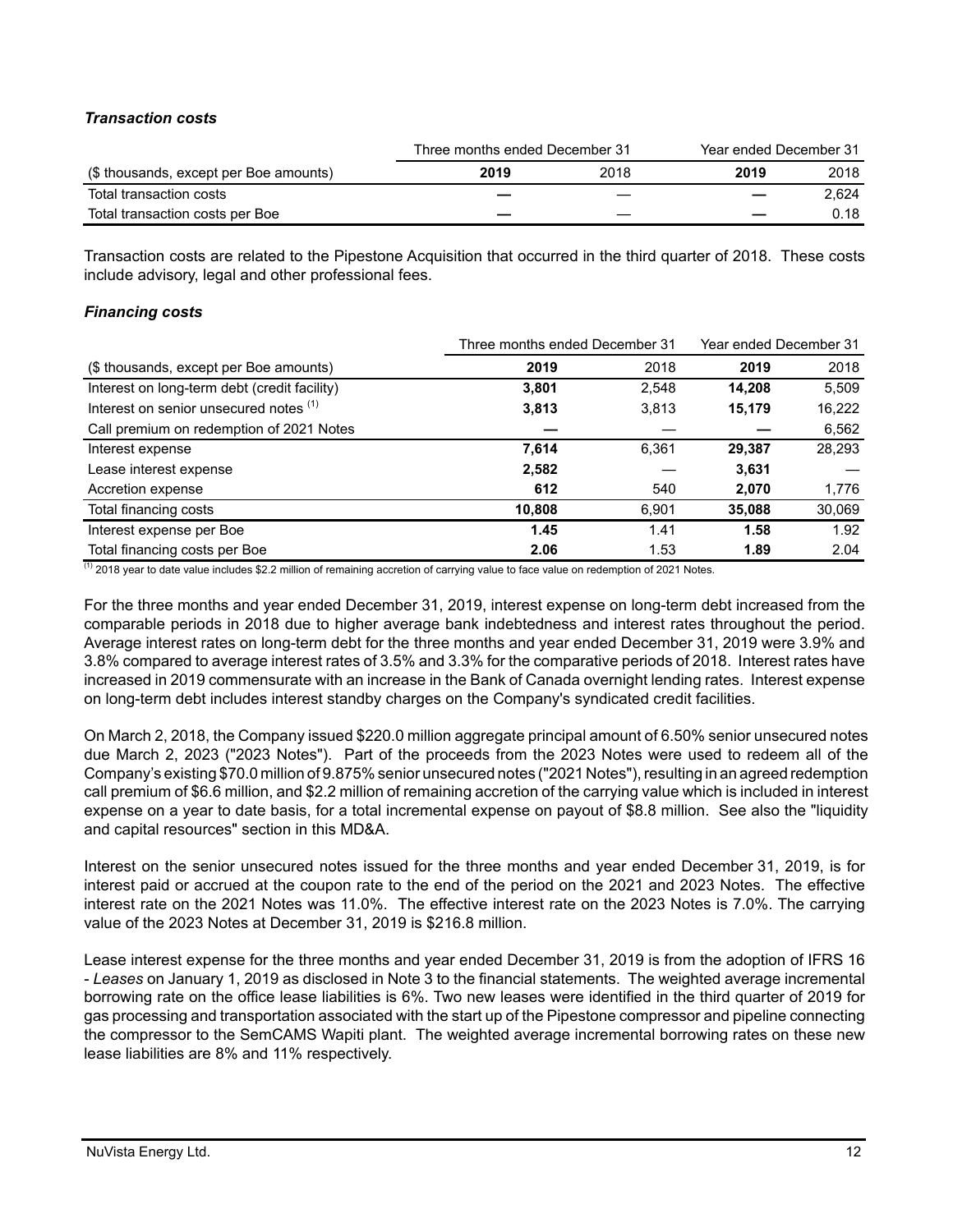### *Transaction costs*

| | Three months ended December 31 | | Year ended December 31 | |
|---|---|---|---|---|
| ($ thousands, except per Boe amounts) | **2019** | 2018 | **2019** | 2018 |
| Total transaction costs | **—** | — | **—** | 2,624 |
| Total transaction costs per Boe | **—** | — | **—** | 0.18 |

Transaction costs are related to the Pipestone Acquisition that occurred in the third quarter of 2018. These costs include advisory, legal and other professional fees.

### *Financing costs*

| | Three months ended December 31 | | Year ended December 31 | |
|---|---|---|---|---|
| ($ thousands, except per Boe amounts) | **2019** | 2018 | **2019** | 2018 |
| Interest on long-term debt (credit facility) | **3,801** | 2,548 | **14,208** | 5,509 |
| Interest on senior unsecured notes [(1)] | **3,813** | 3,813 | **15,179** | 16,222 |
| Call premium on redemption of 2021 Notes | **—** | — | **—** | 6,562 |
| Interest expense | **7,614** | 6,361 | **29,387** | 28,293 |
| Lease interest expense | **2,582** | — | **3,631** | — |
| Accretion expense | **612** | 540 | **2,070** | 1,776 |
| Total financing costs | **10,808** | 6,901 | **35,088** | 30,069 |
| Interest expense per Boe | **1.45** | 1.41 | **1.58** | 1.92 |
| Total financing costs per Boe | **2.06** | 1.53 | **1.89** | 2.04 |

[(1)] 2018 year to date value includes $2.2 million of remaining accretion of carrying value to face value on redemption of 2021 Notes.

For the three months and year ended December 31, 2019, interest expense on long-term debt increased from the comparable periods in 2018 due to higher average bank indebtedness and interest rates throughout the period. Average interest rates on long-term debt for the three months and year ended December 31, 2019 were 3.9% and 3.8% compared to average interest rates of 3.5% and 3.3% for the comparative periods of 2018. Interest rates have increased in 2019 commensurate with an increase in the Bank of Canada overnight lending rates. Interest expense on long-term debt includes interest standby charges on the Company's syndicated credit facilities.

On March 2, 2018, the Company issued $220.0 million aggregate principal amount of 6.50% senior unsecured notes due March 2, 2023 ("2023 Notes"). Part of the proceeds from the 2023 Notes were used to redeem all of the Company's existing $70.0 million of 9.875% senior unsecured notes ("2021 Notes"), resulting in an agreed redemption call premium of $6.6 million, and $2.2 million of remaining accretion of the carrying value which is included in interest expense on a year to date basis, for a total incremental expense on payout of $8.8 million. See also the "liquidity and capital resources" section in this MD&A.

Interest on the senior unsecured notes issued for the three months and year ended December 31, 2019, is for interest paid or accrued at the coupon rate to the end of the period on the 2021 and 2023 Notes. The effective interest rate on the 2021 Notes was 11.0%. The effective interest rate on the 2023 Notes is 7.0%. The carrying value of the 2023 Notes at December 31, 2019 is $216.8 million.

Lease interest expense for the three months and year ended December 31, 2019 is from the adoption of IFRS 16 - *Leases* on January 1, 2019 as disclosed in Note 3 to the financial statements. The weighted average incremental borrowing rate on the office lease liabilities is 6%. Two new leases were identified in the third quarter of 2019 for gas processing and transportation associated with the start up of the Pipestone compressor and pipeline connecting the compressor to the SemCAMS Wapiti plant. The weighted average incremental borrowing rates on these new lease liabilities are 8% and 11% respectively.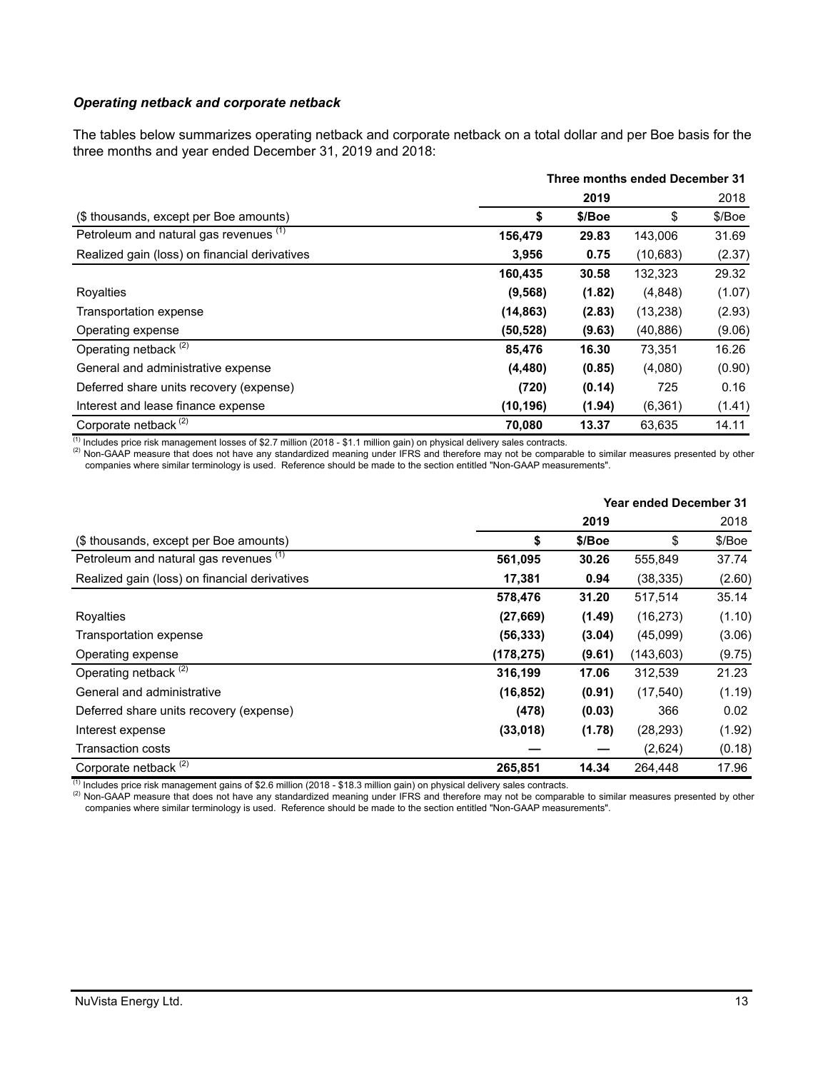### *Operating netback and corporate netback*

The tables below summarizes operating netback and corporate netback on a total dollar and per Boe basis for the three months and year ended December 31, 2019 and 2018:

| | **Three months ended December 31** | | | |
|---|---|---|---|---|
| | **2019** | | 2018 | |
| ($ thousands, except per Boe amounts) | **$** | **$/Boe** | $ | $/Boe |
| Petroleum and natural gas revenues [(1)] | **156,479** | **29.83** | 143,006 | 31.69 |
| Realized gain (loss) on financial derivatives | **3,956** | **0.75** | (10,683) | (2.37) |
| | **160,435** | **30.58** | 132,323 | 29.32 |
| Royalties | **(9,568)** | **(1.82)** | (4,848) | (1.07) |
| Transportation expense | **(14,863)** | **(2.83)** | (13,238) | (2.93) |
| Operating expense | **(50,528)** | **(9.63)** | (40,886) | (9.06) |
| Operating netback [(2)] | **85,476** | **16.30** | 73,351 | 16.26 |
| General and administrative expense | **(4,480)** | **(0.85)** | (4,080) | (0.90) |
| Deferred share units recovery (expense) | **(720)** | **(0.14)** | 725 | 0.16 |
| Interest and lease finance expense | **(10,196)** | **(1.94)** | (6,361) | (1.41) |
| Corporate netback [(2)] | **70,080** | **13.37** | 63,635 | 14.11 |

[(1)] Includes price risk management losses of $2.7 million (2018 - $1.1 million gain) on physical delivery sales contracts.
[(2)] Non-GAAP measure that does not have any standardized meaning under IFRS and therefore may not be comparable to similar measures presented by other companies where similar terminology is used. Reference should be made to the section entitled "Non-GAAP measurements".

| | **Year ended December 31** | | | |
|---|---|---|---|---|
| | **2019** | | 2018 | |
| ($ thousands, except per Boe amounts) | **$** | **$/Boe** | $ | $/Boe |
| Petroleum and natural gas revenues [(1)] | **561,095** | **30.26** | 555,849 | 37.74 |
| Realized gain (loss) on financial derivatives | **17,381** | **0.94** | (38,335) | (2.60) |
| | **578,476** | **31.20** | 517,514 | 35.14 |
| Royalties | **(27,669)** | **(1.49)** | (16,273) | (1.10) |
| Transportation expense | **(56,333)** | **(3.04)** | (45,099) | (3.06) |
| Operating expense | **(178,275)** | **(9.61)** | (143,603) | (9.75) |
| Operating netback [(2)] | **316,199** | **17.06** | 312,539 | 21.23 |
| General and administrative | **(16,852)** | **(0.91)** | (17,540) | (1.19) |
| Deferred share units recovery (expense) | **(478)** | **(0.03)** | 366 | 0.02 |
| Interest expense | **(33,018)** | **(1.78)** | (28,293) | (1.92) |
| Transaction costs | **—** | **—** | (2,624) | (0.18) |
| Corporate netback [(2)] | **265,851** | **14.34** | 264,448 | 17.96 |

[(1)] Includes price risk management gains of $2.6 million (2018 - $18.3 million gain) on physical delivery sales contracts.
[(2)] Non-GAAP measure that does not have any standardized meaning under IFRS and therefore may not be comparable to similar measures presented by other companies where similar terminology is used. Reference should be made to the section entitled "Non-GAAP measurements".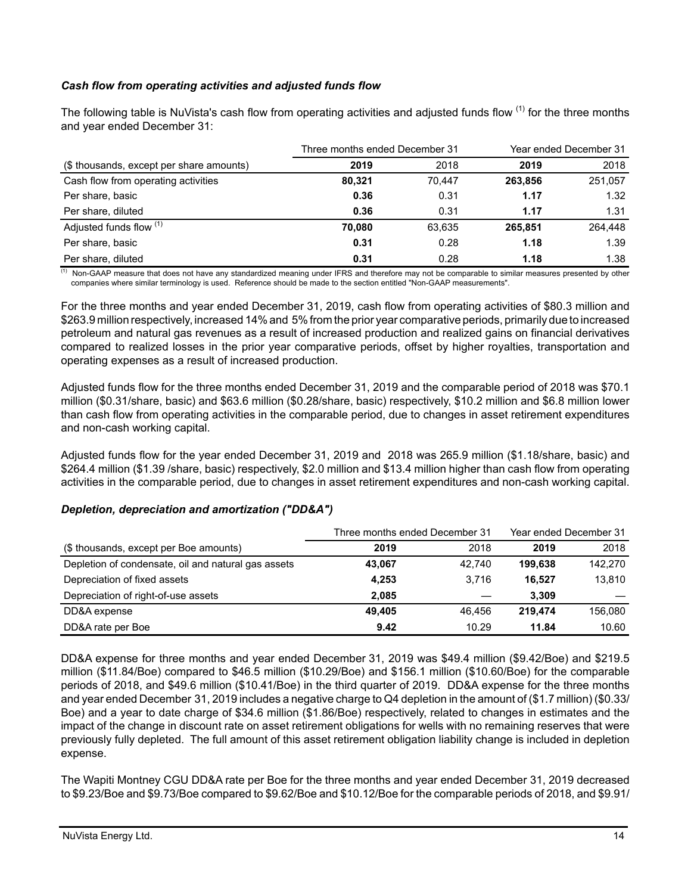### *Cash flow from operating activities and adjusted funds flow*

The following table is NuVista's cash flow from operating activities and adjusted funds flow [(1)] for the three months and year ended December 31:

| | Three months ended December 31 | | Year ended December 31 | |
|---|---|---|---|---|
| ($ thousands, except per share amounts) | **2019** | 2018 | **2019** | 2018 |
| Cash flow from operating activities | **80,321** | 70,447 | **263,856** | 251,057 |
| Per share, basic | **0.36** | 0.31 | **1.17** | 1.32 |
| Per share, diluted | **0.36** | 0.31 | **1.17** | 1.31 |
| Adjusted funds flow [(1)] | **70,080** | 63,635 | **265,851** | 264,448 |
| Per share, basic | **0.31** | 0.28 | **1.18** | 1.39 |
| Per share, diluted | **0.31** | 0.28 | **1.18** | 1.38 |

[(1)] Non-GAAP measure that does not have any standardized meaning under IFRS and therefore may not be comparable to similar measures presented by other companies where similar terminology is used. Reference should be made to the section entitled "Non-GAAP measurements".

For the three months and year ended December 31, 2019, cash flow from operating activities of $80.3 million and $263.9 million respectively, increased 14% and 5% from the prior year comparative periods, primarily due to increased petroleum and natural gas revenues as a result of increased production and realized gains on financial derivatives compared to realized losses in the prior year comparative periods, offset by higher royalties, transportation and operating expenses as a result of increased production.

Adjusted funds flow for the three months ended December 31, 2019 and the comparable period of 2018 was $70.1 million ($0.31/share, basic) and $63.6 million ($0.28/share, basic) respectively, $10.2 million and $6.8 million lower than cash flow from operating activities in the comparable period, due to changes in asset retirement expenditures and non-cash working capital.

Adjusted funds flow for the year ended December 31, 2019 and 2018 was 265.9 million ($1.18/share, basic) and $264.4 million ($1.39 /share, basic) respectively, $2.0 million and $13.4 million higher than cash flow from operating activities in the comparable period, due to changes in asset retirement expenditures and non-cash working capital.

### *Depletion, depreciation and amortization ("DD&A")*

| | Three months ended December 31 | | Year ended December 31 | |
|---|---|---|---|---|
| ($ thousands, except per Boe amounts) | **2019** | 2018 | **2019** | 2018 |
| Depletion of condensate, oil and natural gas assets | **43,067** | 42,740 | **199,638** | 142,270 |
| Depreciation of fixed assets | **4,253** | 3,716 | **16,527** | 13,810 |
| Depreciation of right-of-use assets | **2,085** | — | **3,309** | — |
| DD&A expense | **49,405** | 46,456 | **219,474** | 156,080 |
| DD&A rate per Boe | **9.42** | 10.29 | **11.84** | 10.60 |

DD&A expense for three months and year ended December 31, 2019 was $49.4 million ($9.42/Boe) and $219.5 million ($11.84/Boe) compared to $46.5 million ($10.29/Boe) and $156.1 million ($10.60/Boe) for the comparable periods of 2018, and $49.6 million ($10.41/Boe) in the third quarter of 2019. DD&A expense for the three months and year ended December 31, 2019 includes a negative charge to Q4 depletion in the amount of ($1.7 million) ($0.33/Boe) and a year to date charge of $34.6 million ($1.86/Boe) respectively, related to changes in estimates and the impact of the change in discount rate on asset retirement obligations for wells with no remaining reserves that were previously fully depleted. The full amount of this asset retirement obligation liability change is included in depletion expense.

The Wapiti Montney CGU DD&A rate per Boe for the three months and year ended December 31, 2019 decreased to $9.23/Boe and $9.73/Boe compared to $9.62/Boe and $10.12/Boe for the comparable periods of 2018, and $9.91/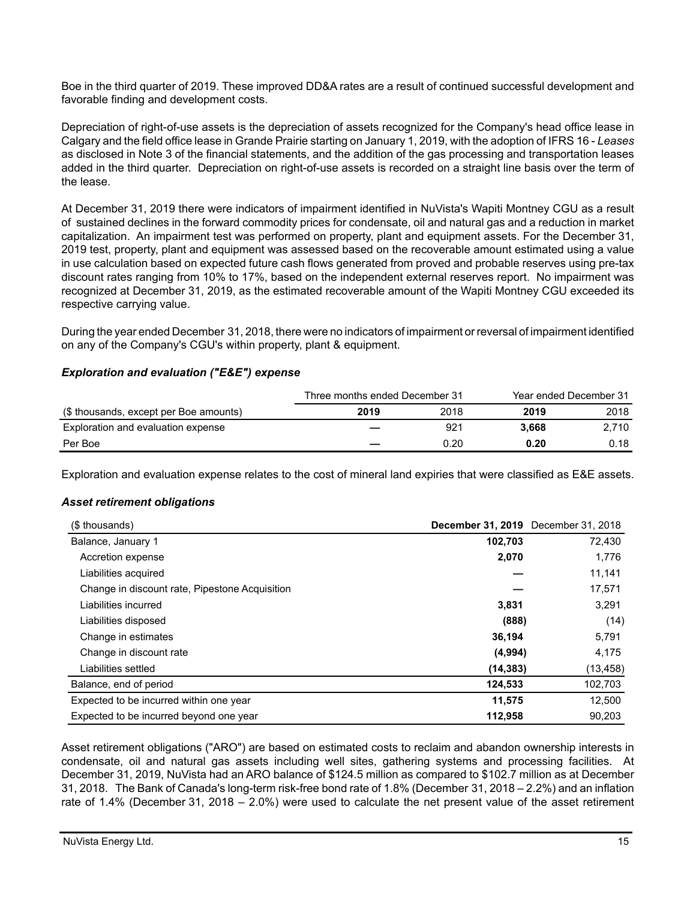Boe in the third quarter of 2019. These improved DD&A rates are a result of continued successful development and favorable finding and development costs.

Depreciation of right-of-use assets is the depreciation of assets recognized for the Company's head office lease in Calgary and the field office lease in Grande Prairie starting on January 1, 2019, with the adoption of IFRS 16 - *Leases* as disclosed in Note 3 of the financial statements, and the addition of the gas processing and transportation leases added in the third quarter. Depreciation on right-of-use assets is recorded on a straight line basis over the term of the lease.

At December 31, 2019 there were indicators of impairment identified in NuVista's Wapiti Montney CGU as a result of sustained declines in the forward commodity prices for condensate, oil and natural gas and a reduction in market capitalization. An impairment test was performed on property, plant and equipment assets. For the December 31, 2019 test, property, plant and equipment was assessed based on the recoverable amount estimated using a value in use calculation based on expected future cash flows generated from proved and probable reserves using pre-tax discount rates ranging from 10% to 17%, based on the independent external reserves report. No impairment was recognized at December 31, 2019, as the estimated recoverable amount of the Wapiti Montney CGU exceeded its respective carrying value.

During the year ended December 31, 2018, there were no indicators of impairment or reversal of impairment identified on any of the Company's CGU's within property, plant & equipment.

### *Exploration and evaluation ("E&E") expense*

| | Three months ended December 31 | | Year ended December 31 | |
|---|---|---|---|---|
| ($ thousands, except per Boe amounts) | **2019** | 2018 | **2019** | 2018 |
| Exploration and evaluation expense | **—** | 921 | **3,668** | 2,710 |
| Per Boe | **—** | 0.20 | **0.20** | 0.18 |

Exploration and evaluation expense relates to the cost of mineral land expiries that were classified as E&E assets.

### *Asset retirement obligations*

| ($ thousands) | **December 31, 2019** | December 31, 2018 |
|---|---|---|
| Balance, January 1 | **102,703** | 72,430 |
| Accretion expense | **2,070** | 1,776 |
| Liabilities acquired | **—** | 11,141 |
| Change in discount rate, Pipestone Acquisition | **—** | 17,571 |
| Liabilities incurred | **3,831** | 3,291 |
| Liabilities disposed | **(888)** | (14) |
| Change in estimates | **36,194** | 5,791 |
| Change in discount rate | **(4,994)** | 4,175 |
| Liabilities settled | **(14,383)** | (13,458) |
| Balance, end of period | **124,533** | 102,703 |
| Expected to be incurred within one year | **11,575** | 12,500 |
| Expected to be incurred beyond one year | **112,958** | 90,203 |

Asset retirement obligations ("ARO") are based on estimated costs to reclaim and abandon ownership interests in condensate, oil and natural gas assets including well sites, gathering systems and processing facilities. At December 31, 2019, NuVista had an ARO balance of $124.5 million as compared to $102.7 million as at December 31, 2018. The Bank of Canada's long-term risk-free bond rate of 1.8% (December 31, 2018 – 2.2%) and an inflation rate of 1.4% (December 31, 2018 – 2.0%) were used to calculate the net present value of the asset retirement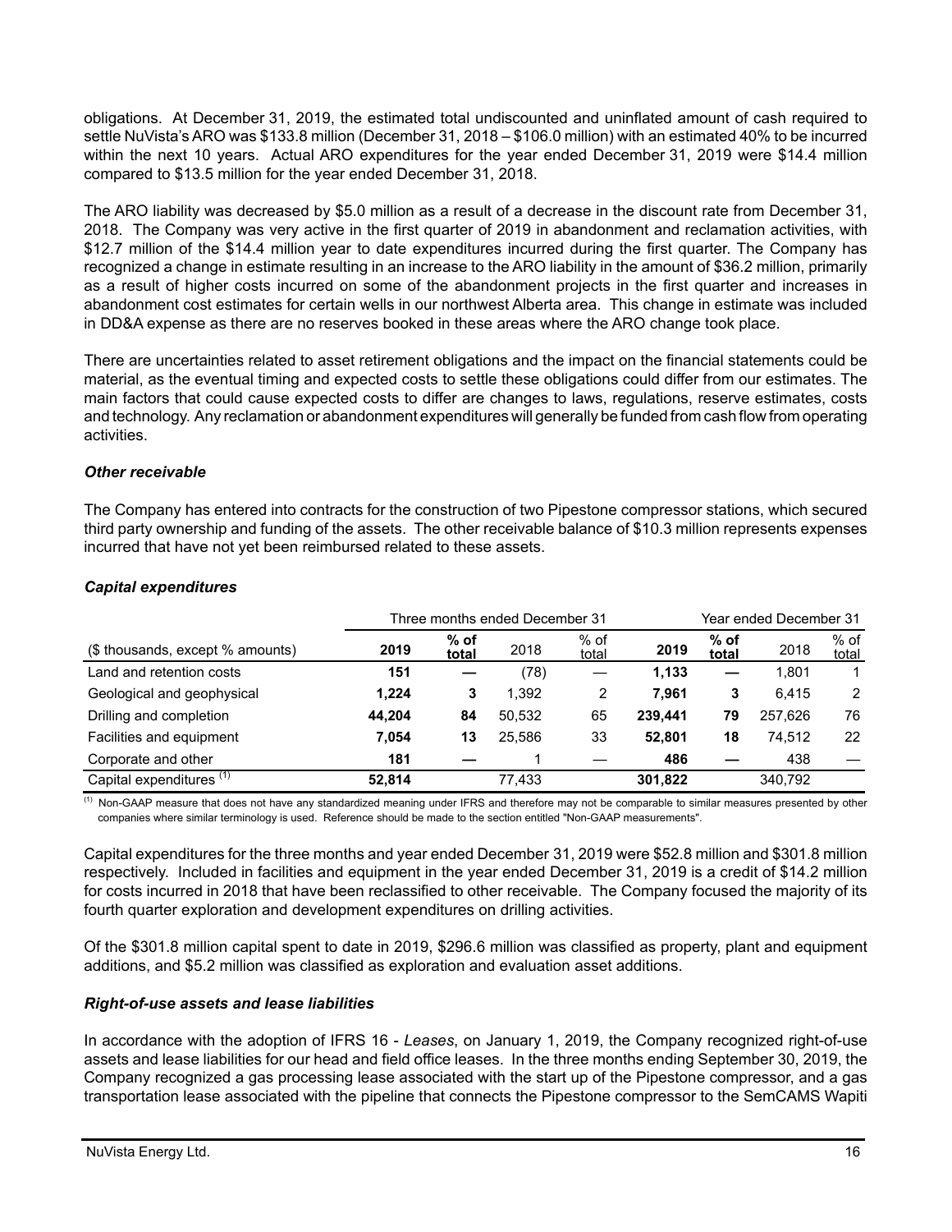obligations. At December 31, 2019, the estimated total undiscounted and uninflated amount of cash required to settle NuVista's ARO was $133.8 million (December 31, 2018 – $106.0 million) with an estimated 40% to be incurred within the next 10 years. Actual ARO expenditures for the year ended December 31, 2019 were $14.4 million compared to $13.5 million for the year ended December 31, 2018.

The ARO liability was decreased by $5.0 million as a result of a decrease in the discount rate from December 31, 2018. The Company was very active in the first quarter of 2019 in abandonment and reclamation activities, with $12.7 million of the $14.4 million year to date expenditures incurred during the first quarter. The Company has recognized a change in estimate resulting in an increase to the ARO liability in the amount of $36.2 million, primarily as a result of higher costs incurred on some of the abandonment projects in the first quarter and increases in abandonment cost estimates for certain wells in our northwest Alberta area. This change in estimate was included in DD&A expense as there are no reserves booked in these areas where the ARO change took place.

There are uncertainties related to asset retirement obligations and the impact on the financial statements could be material, as the eventual timing and expected costs to settle these obligations could differ from our estimates. The main factors that could cause expected costs to differ are changes to laws, regulations, reserve estimates, costs and technology. Any reclamation or abandonment expenditures will generally be funded from cash flow from operating activities.

### *Other receivable*

The Company has entered into contracts for the construction of two Pipestone compressor stations, which secured third party ownership and funding of the assets. The other receivable balance of $10.3 million represents expenses incurred that have not yet been reimbursed related to these assets.

### *Capital expenditures*

| | Three months ended December 31 | | | | Year ended December 31 | | | |
|---|---|---|---|---|---|---|---|---|
| ($ thousands, except % amounts) | **2019** | **% of total** | 2018 | % of total | **2019** | **% of total** | 2018 | % of total |
| Land and retention costs | **151** | **—** | (78) | — | **1,133** | **—** | 1,801 | 1 |
| Geological and geophysical | **1,224** | **3** | 1,392 | 2 | **7,961** | **3** | 6,415 | 2 |
| Drilling and completion | **44,204** | **84** | 50,532 | 65 | **239,441** | **79** | 257,626 | 76 |
| Facilities and equipment | **7,054** | **13** | 25,586 | 33 | **52,801** | **18** | 74,512 | 22 |
| Corporate and other | **181** | **—** | 1 | — | **486** | **—** | 438 | — |
| Capital expenditures [(1)] | **52,814** | | 77,433 | | **301,822** | | 340,792 | |

[(1)] Non-GAAP measure that does not have any standardized meaning under IFRS and therefore may not be comparable to similar measures presented by other companies where similar terminology is used. Reference should be made to the section entitled "Non-GAAP measurements".

Capital expenditures for the three months and year ended December 31, 2019 were $52.8 million and $301.8 million respectively. Included in facilities and equipment in the year ended December 31, 2019 is a credit of $14.2 million for costs incurred in 2018 that have been reclassified to other receivable. The Company focused the majority of its fourth quarter exploration and development expenditures on drilling activities.

Of the $301.8 million capital spent to date in 2019, $296.6 million was classified as property, plant and equipment additions, and $5.2 million was classified as exploration and evaluation asset additions.

### *Right-of-use assets and lease liabilities*

In accordance with the adoption of IFRS 16 - *Leases*, on January 1, 2019, the Company recognized right-of-use assets and lease liabilities for our head and field office leases. In the three months ending September 30, 2019, the Company recognized a gas processing lease associated with the start up of the Pipestone compressor, and a gas transportation lease associated with the pipeline that connects the Pipestone compressor to the SemCAMS Wapiti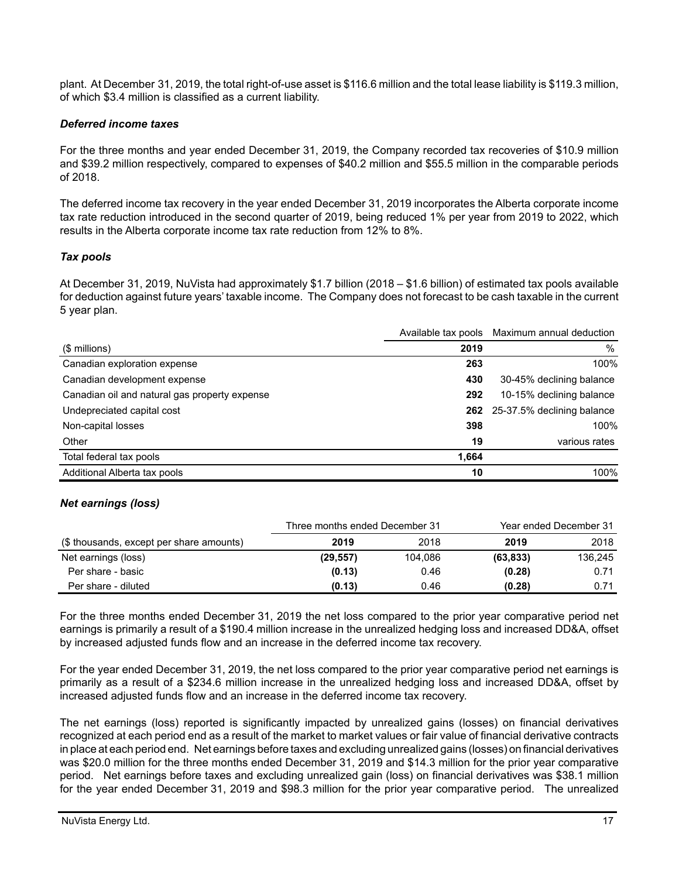plant. At December 31, 2019, the total right-of-use asset is $116.6 million and the total lease liability is $119.3 million, of which $3.4 million is classified as a current liability.

### *Deferred income taxes*

For the three months and year ended December 31, 2019, the Company recorded tax recoveries of $10.9 million and $39.2 million respectively, compared to expenses of $40.2 million and $55.5 million in the comparable periods of 2018.

The deferred income tax recovery in the year ended December 31, 2019 incorporates the Alberta corporate income tax rate reduction introduced in the second quarter of 2019, being reduced 1% per year from 2019 to 2022, which results in the Alberta corporate income tax rate reduction from 12% to 8%.

### *Tax pools*

At December 31, 2019, NuVista had approximately $1.7 billion (2018 – $1.6 billion) of estimated tax pools available for deduction against future years' taxable income. The Company does not forecast to be cash taxable in the current 5 year plan.

| | Available tax pools | Maximum annual deduction |
|---|---|---|
| ($ millions) | **2019** | % |
| Canadian exploration expense | **263** | 100% |
| Canadian development expense | **430** | 30-45% declining balance |
| Canadian oil and natural gas property expense | **292** | 10-15% declining balance |
| Undepreciated capital cost | **262** | 25-37.5% declining balance |
| Non-capital losses | **398** | 100% |
| Other | **19** | various rates |
| Total federal tax pools | **1,664** | |
| Additional Alberta tax pools | **10** | 100% |

### *Net earnings (loss)*

| | Three months ended December 31 | | Year ended December 31 | |
|---|---|---|---|---|
| ($ thousands, except per share amounts) | **2019** | 2018 | **2019** | 2018 |
| Net earnings (loss) | **(29,557)** | 104,086 | **(63,833)** | 136,245 |
| Per share - basic | **(0.13)** | 0.46 | **(0.28)** | 0.71 |
| Per share - diluted | **(0.13)** | 0.46 | **(0.28)** | 0.71 |

For the three months ended December 31, 2019 the net loss compared to the prior year comparative period net earnings is primarily a result of a $190.4 million increase in the unrealized hedging loss and increased DD&A, offset by increased adjusted funds flow and an increase in the deferred income tax recovery.

For the year ended December 31, 2019, the net loss compared to the prior year comparative period net earnings is primarily as a result of a $234.6 million increase in the unrealized hedging loss and increased DD&A, offset by increased adjusted funds flow and an increase in the deferred income tax recovery.

The net earnings (loss) reported is significantly impacted by unrealized gains (losses) on financial derivatives recognized at each period end as a result of the market to market values or fair value of financial derivative contracts in place at each period end. Net earnings before taxes and excluding unrealized gains (losses) on financial derivatives was $20.0 million for the three months ended December 31, 2019 and $14.3 million for the prior year comparative period. Net earnings before taxes and excluding unrealized gain (loss) on financial derivatives was $38.1 million for the year ended December 31, 2019 and $98.3 million for the prior year comparative period. The unrealized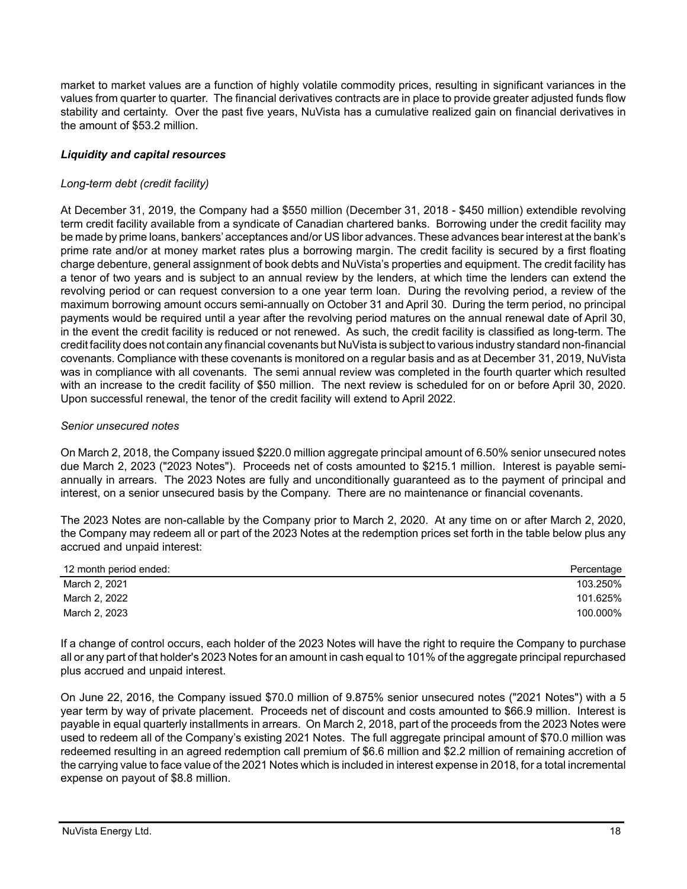market to market values are a function of highly volatile commodity prices, resulting in significant variances in the values from quarter to quarter. The financial derivatives contracts are in place to provide greater adjusted funds flow stability and certainty. Over the past five years, NuVista has a cumulative realized gain on financial derivatives in the amount of $53.2 million.

### *Liquidity and capital resources*

*Long-term debt (credit facility)*

At December 31, 2019, the Company had a $550 million (December 31, 2018 - $450 million) extendible revolving term credit facility available from a syndicate of Canadian chartered banks. Borrowing under the credit facility may be made by prime loans, bankers' acceptances and/or US libor advances. These advances bear interest at the bank's prime rate and/or at money market rates plus a borrowing margin. The credit facility is secured by a first floating charge debenture, general assignment of book debts and NuVista's properties and equipment. The credit facility has a tenor of two years and is subject to an annual review by the lenders, at which time the lenders can extend the revolving period or can request conversion to a one year term loan. During the revolving period, a review of the maximum borrowing amount occurs semi-annually on October 31 and April 30. During the term period, no principal payments would be required until a year after the revolving period matures on the annual renewal date of April 30, in the event the credit facility is reduced or not renewed. As such, the credit facility is classified as long-term. The credit facility does not contain any financial covenants but NuVista is subject to various industry standard non-financial covenants. Compliance with these covenants is monitored on a regular basis and as at December 31, 2019, NuVista was in compliance with all covenants. The semi annual review was completed in the fourth quarter which resulted with an increase to the credit facility of $50 million. The next review is scheduled for on or before April 30, 2020. Upon successful renewal, the tenor of the credit facility will extend to April 2022.

*Senior unsecured notes*

On March 2, 2018, the Company issued $220.0 million aggregate principal amount of 6.50% senior unsecured notes due March 2, 2023 ("2023 Notes"). Proceeds net of costs amounted to $215.1 million. Interest is payable semi-annually in arrears. The 2023 Notes are fully and unconditionally guaranteed as to the payment of principal and interest, on a senior unsecured basis by the Company. There are no maintenance or financial covenants.

The 2023 Notes are non-callable by the Company prior to March 2, 2020. At any time on or after March 2, 2020, the Company may redeem all or part of the 2023 Notes at the redemption prices set forth in the table below plus any accrued and unpaid interest:

| 12 month period ended: | Percentage |
|---|---|
| March 2, 2021 | 103.250% |
| March 2, 2022 | 101.625% |
| March 2, 2023 | 100.000% |

If a change of control occurs, each holder of the 2023 Notes will have the right to require the Company to purchase all or any part of that holder's 2023 Notes for an amount in cash equal to 101% of the aggregate principal repurchased plus accrued and unpaid interest.

On June 22, 2016, the Company issued $70.0 million of 9.875% senior unsecured notes ("2021 Notes") with a 5 year term by way of private placement. Proceeds net of discount and costs amounted to $66.9 million. Interest is payable in equal quarterly installments in arrears. On March 2, 2018, part of the proceeds from the 2023 Notes were used to redeem all of the Company's existing 2021 Notes. The full aggregate principal amount of $70.0 million was redeemed resulting in an agreed redemption call premium of $6.6 million and $2.2 million of remaining accretion of the carrying value to face value of the 2021 Notes which is included in interest expense in 2018, for a total incremental expense on payout of $8.8 million.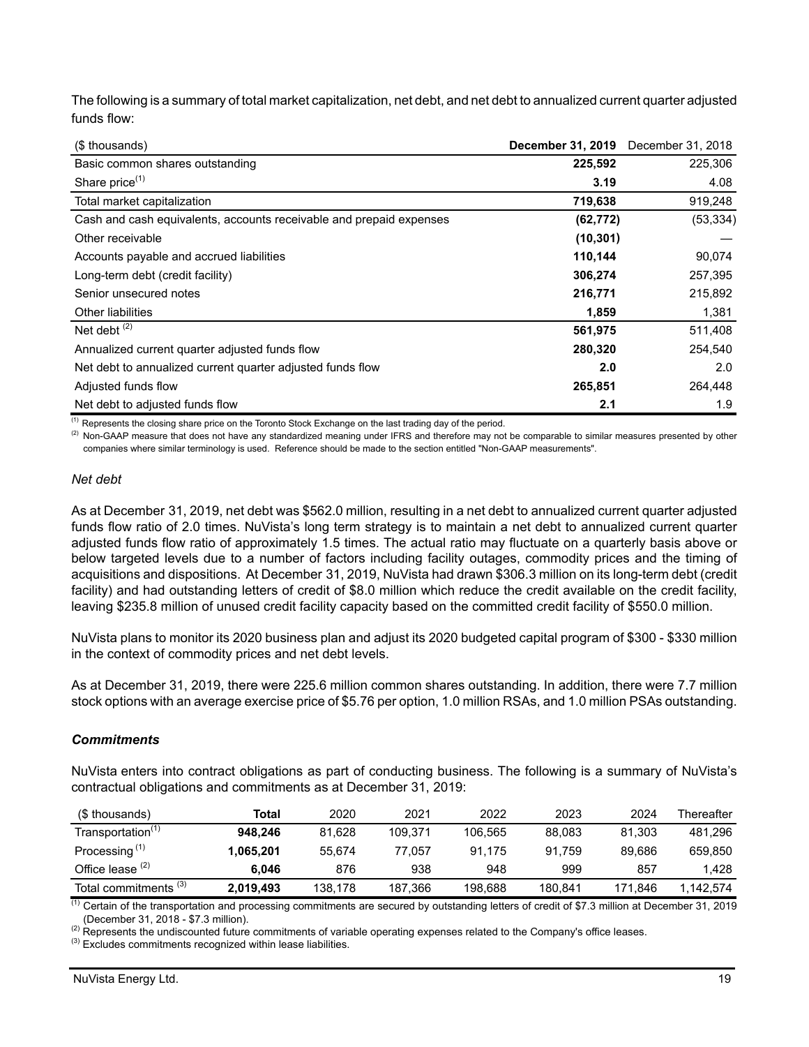The following is a summary of total market capitalization, net debt, and net debt to annualized current quarter adjusted funds flow:

| ($ thousands) | **December 31, 2019** | December 31, 2018 |
|---|---|---|
| Basic common shares outstanding | **225,592** | 225,306 |
| Share price[(1)] | **3.19** | 4.08 |
| Total market capitalization | **719,638** | 919,248 |
| Cash and cash equivalents, accounts receivable and prepaid expenses | **(62,772)** | (53,334) |
| Other receivable | **(10,301)** | — |
| Accounts payable and accrued liabilities | **110,144** | 90,074 |
| Long-term debt (credit facility) | **306,274** | 257,395 |
| Senior unsecured notes | **216,771** | 215,892 |
| Other liabilities | **1,859** | 1,381 |
| Net debt [(2)] | **561,975** | 511,408 |
| Annualized current quarter adjusted funds flow | **280,320** | 254,540 |
| Net debt to annualized current quarter adjusted funds flow | **2.0** | 2.0 |
| Adjusted funds flow | **265,851** | 264,448 |
| Net debt to adjusted funds flow | **2.1** | 1.9 |

(1) Represents the closing share price on the Toronto Stock Exchange on the last trading day of the period.

(2) Non-GAAP measure that does not have any standardized meaning under IFRS and therefore may not be comparable to similar measures presented by other companies where similar terminology is used. Reference should be made to the section entitled "Non-GAAP measurements".

*Net debt*

As at December 31, 2019, net debt was $562.0 million, resulting in a net debt to annualized current quarter adjusted funds flow ratio of 2.0 times. NuVista's long term strategy is to maintain a net debt to annualized current quarter adjusted funds flow ratio of approximately 1.5 times. The actual ratio may fluctuate on a quarterly basis above or below targeted levels due to a number of factors including facility outages, commodity prices and the timing of acquisitions and dispositions. At December 31, 2019, NuVista had drawn $306.3 million on its long-term debt (credit facility) and had outstanding letters of credit of $8.0 million which reduce the credit available on the credit facility, leaving $235.8 million of unused credit facility capacity based on the committed credit facility of $550.0 million.

NuVista plans to monitor its 2020 business plan and adjust its 2020 budgeted capital program of $300 - $330 million in the context of commodity prices and net debt levels.

As at December 31, 2019, there were 225.6 million common shares outstanding. In addition, there were 7.7 million stock options with an average exercise price of $5.76 per option, 1.0 million RSAs, and 1.0 million PSAs outstanding.

***Commitments***

NuVista enters into contract obligations as part of conducting business. The following is a summary of NuVista's contractual obligations and commitments as at December 31, 2019:

| ($ thousands) | **Total** | 2020 | 2021 | 2022 | 2023 | 2024 | Thereafter |
|---|---|---|---|---|---|---|---|
| Transportation[(1)] | **948,246** | 81,628 | 109,371 | 106,565 | 88,083 | 81,303 | 481,296 |
| Processing [(1)] | **1,065,201** | 55,674 | 77,057 | 91,175 | 91,759 | 89,686 | 659,850 |
| Office lease [(2)] | **6,046** | 876 | 938 | 948 | 999 | 857 | 1,428 |
| Total commitments [(3)] | **2,019,493** | 138,178 | 187,366 | 198,688 | 180,841 | 171,846 | 1,142,574 |

(1) Certain of the transportation and processing commitments are secured by outstanding letters of credit of $7.3 million at December 31, 2019 (December 31, 2018 - $7.3 million).

(2) Represents the undiscounted future commitments of variable operating expenses related to the Company's office leases.

(3) Excludes commitments recognized within lease liabilities.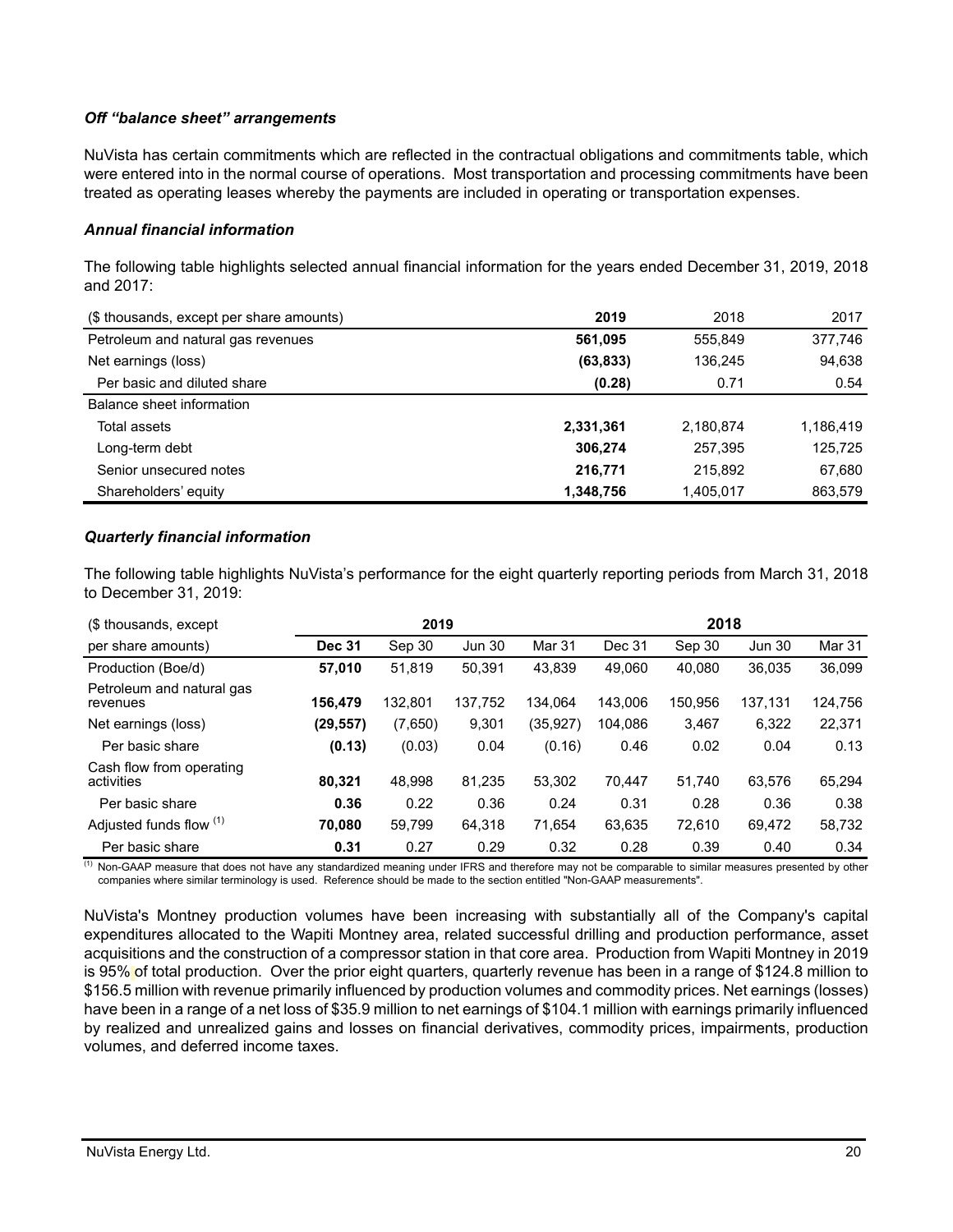### *Off "balance sheet" arrangements*

NuVista has certain commitments which are reflected in the contractual obligations and commitments table, which were entered into in the normal course of operations. Most transportation and processing commitments have been treated as operating leases whereby the payments are included in operating or transportation expenses.

### *Annual financial information*

The following table highlights selected annual financial information for the years ended December 31, 2019, 2018 and 2017:

| ($ thousands, except per share amounts) | **2019** | 2018 | 2017 |
|---|---|---|---|
| Petroleum and natural gas revenues | **561,095** | 555,849 | 377,746 |
| Net earnings (loss) | **(63,833)** | 136,245 | 94,638 |
| Per basic and diluted share | **(0.28)** | 0.71 | 0.54 |
| Balance sheet information | | | |
| Total assets | **2,331,361** | 2,180,874 | 1,186,419 |
| Long-term debt | **306,274** | 257,395 | 125,725 |
| Senior unsecured notes | **216,771** | 215,892 | 67,680 |
| Shareholders' equity | **1,348,756** | 1,405,017 | 863,579 |

### *Quarterly financial information*

The following table highlights NuVista's performance for the eight quarterly reporting periods from March 31, 2018 to December 31, 2019:

| ($ thousands, except | **2019** | | | | **2018** | | | |
|---|---|---|---|---|---|---|---|---|
| per share amounts) | **Dec 31** | Sep 30 | Jun 30 | Mar 31 | Dec 31 | Sep 30 | Jun 30 | Mar 31 |
| Production (Boe/d) | **57,010** | 51,819 | 50,391 | 43,839 | 49,060 | 40,080 | 36,035 | 36,099 |
| Petroleum and natural gas revenues | **156,479** | 132,801 | 137,752 | 134,064 | 143,006 | 150,956 | 137,131 | 124,756 |
| Net earnings (loss) | **(29,557)** | (7,650) | 9,301 | (35,927) | 104,086 | 3,467 | 6,322 | 22,371 |
| Per basic share | **(0.13)** | (0.03) | 0.04 | (0.16) | 0.46 | 0.02 | 0.04 | 0.13 |
| Cash flow from operating activities | **80,321** | 48,998 | 81,235 | 53,302 | 70,447 | 51,740 | 63,576 | 65,294 |
| Per basic share | **0.36** | 0.22 | 0.36 | 0.24 | 0.31 | 0.28 | 0.36 | 0.38 |
| Adjusted funds flow [(1)] | **70,080** | 59,799 | 64,318 | 71,654 | 63,635 | 72,610 | 69,472 | 58,732 |
| Per basic share | **0.31** | 0.27 | 0.29 | 0.32 | 0.28 | 0.39 | 0.40 | 0.34 |

[(1)] Non-GAAP measure that does not have any standardized meaning under IFRS and therefore may not be comparable to similar measures presented by other companies where similar terminology is used. Reference should be made to the section entitled "Non-GAAP measurements".

NuVista's Montney production volumes have been increasing with substantially all of the Company's capital expenditures allocated to the Wapiti Montney area, related successful drilling and production performance, asset acquisitions and the construction of a compressor station in that core area. Production from Wapiti Montney in 2019 is 95% of total production. Over the prior eight quarters, quarterly revenue has been in a range of $124.8 million to $156.5 million with revenue primarily influenced by production volumes and commodity prices. Net earnings (losses) have been in a range of a net loss of $35.9 million to net earnings of $104.1 million with earnings primarily influenced by realized and unrealized gains and losses on financial derivatives, commodity prices, impairments, production volumes, and deferred income taxes.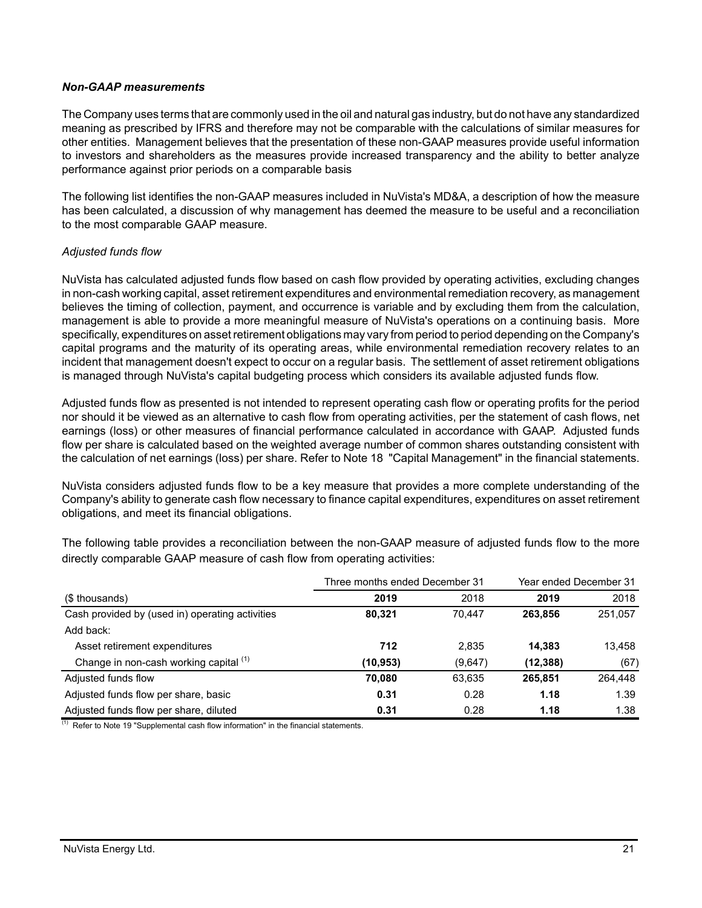### *Non-GAAP measurements*

The Company uses terms that are commonly used in the oil and natural gas industry, but do not have any standardized meaning as prescribed by IFRS and therefore may not be comparable with the calculations of similar measures for other entities. Management believes that the presentation of these non-GAAP measures provide useful information to investors and shareholders as the measures provide increased transparency and the ability to better analyze performance against prior periods on a comparable basis

The following list identifies the non-GAAP measures included in NuVista's MD&A, a description of how the measure has been calculated, a discussion of why management has deemed the measure to be useful and a reconciliation to the most comparable GAAP measure.

*Adjusted funds flow*

NuVista has calculated adjusted funds flow based on cash flow provided by operating activities, excluding changes in non-cash working capital, asset retirement expenditures and environmental remediation recovery, as management believes the timing of collection, payment, and occurrence is variable and by excluding them from the calculation, management is able to provide a more meaningful measure of NuVista's operations on a continuing basis. More specifically, expenditures on asset retirement obligations may vary from period to period depending on the Company's capital programs and the maturity of its operating areas, while environmental remediation recovery relates to an incident that management doesn't expect to occur on a regular basis. The settlement of asset retirement obligations is managed through NuVista's capital budgeting process which considers its available adjusted funds flow.

Adjusted funds flow as presented is not intended to represent operating cash flow or operating profits for the period nor should it be viewed as an alternative to cash flow from operating activities, per the statement of cash flows, net earnings (loss) or other measures of financial performance calculated in accordance with GAAP. Adjusted funds flow per share is calculated based on the weighted average number of common shares outstanding consistent with the calculation of net earnings (loss) per share. Refer to Note 18 "Capital Management" in the financial statements.

NuVista considers adjusted funds flow to be a key measure that provides a more complete understanding of the Company's ability to generate cash flow necessary to finance capital expenditures, expenditures on asset retirement obligations, and meet its financial obligations.

The following table provides a reconciliation between the non-GAAP measure of adjusted funds flow to the more directly comparable GAAP measure of cash flow from operating activities:

| | Three months ended December 31 | | Year ended December 31 | |
|---|---|---|---|---|
| ($ thousands) | **2019** | 2018 | **2019** | 2018 |
| Cash provided by (used in) operating activities | **80,321** | 70,447 | **263,856** | 251,057 |
| Add back: | | | | |
| Asset retirement expenditures | **712** | 2,835 | **14,383** | 13,458 |
| Change in non-cash working capital [1] | **(10,953)** | (9,647) | **(12,388)** | (67) |
| Adjusted funds flow | **70,080** | 63,635 | **265,851** | 264,448 |
| Adjusted funds flow per share, basic | **0.31** | 0.28 | **1.18** | 1.39 |
| Adjusted funds flow per share, diluted | **0.31** | 0.28 | **1.18** | 1.38 |

[1] Refer to Note 19 "Supplemental cash flow information" in the financial statements.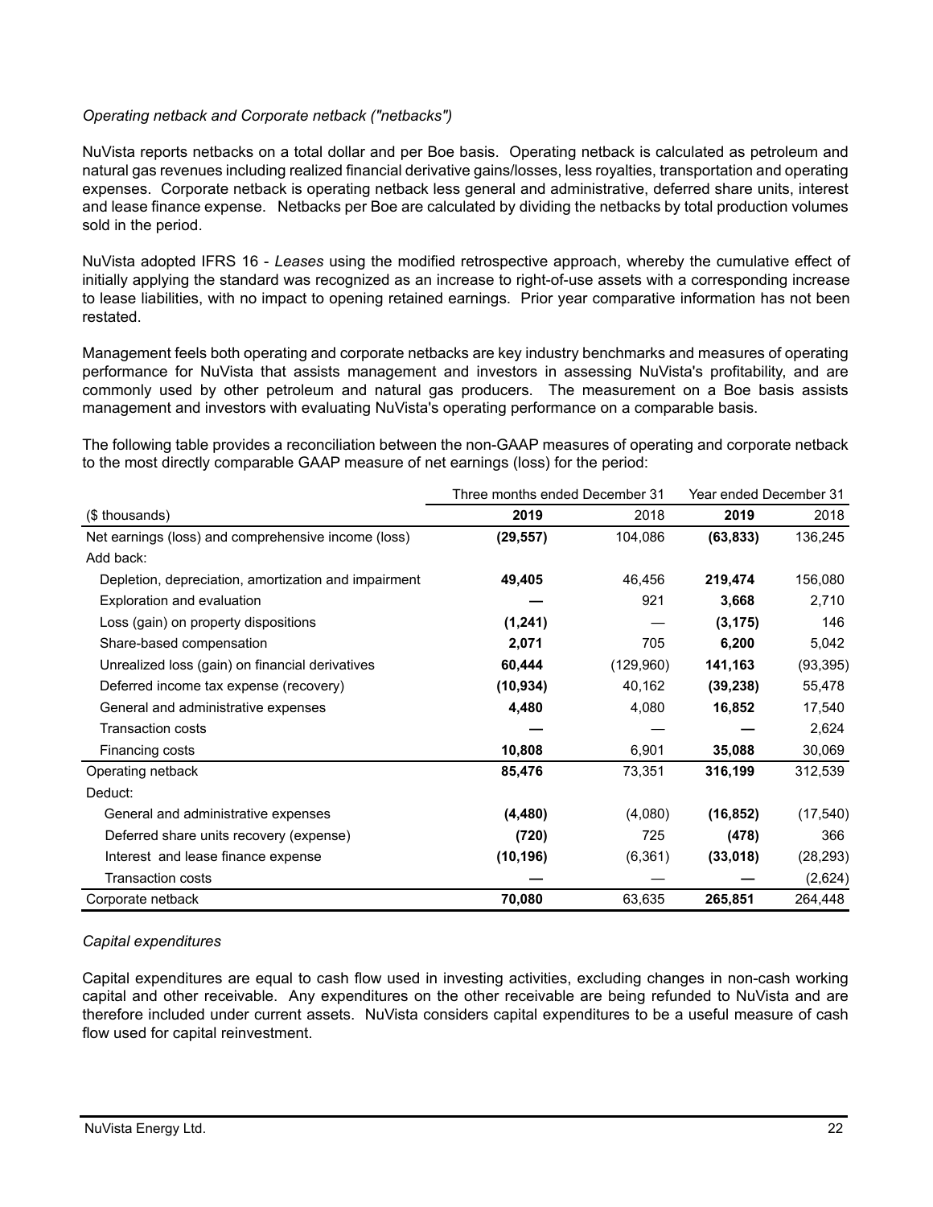*Operating netback and Corporate netback ("netbacks")*

NuVista reports netbacks on a total dollar and per Boe basis. Operating netback is calculated as petroleum and natural gas revenues including realized financial derivative gains/losses, less royalties, transportation and operating expenses. Corporate netback is operating netback less general and administrative, deferred share units, interest and lease finance expense. Netbacks per Boe are calculated by dividing the netbacks by total production volumes sold in the period.

NuVista adopted IFRS 16 - *Leases* using the modified retrospective approach, whereby the cumulative effect of initially applying the standard was recognized as an increase to right-of-use assets with a corresponding increase to lease liabilities, with no impact to opening retained earnings. Prior year comparative information has not been restated.

Management feels both operating and corporate netbacks are key industry benchmarks and measures of operating performance for NuVista that assists management and investors in assessing NuVista's profitability, and are commonly used by other petroleum and natural gas producers. The measurement on a Boe basis assists management and investors with evaluating NuVista's operating performance on a comparable basis.

The following table provides a reconciliation between the non-GAAP measures of operating and corporate netback to the most directly comparable GAAP measure of net earnings (loss) for the period:

| | Three months ended December 31 | | Year ended December 31 | |
|---|---|---|---|---|
| ($ thousands) | **2019** | 2018 | **2019** | 2018 |
| Net earnings (loss) and comprehensive income (loss) | **(29,557)** | 104,086 | **(63,833)** | 136,245 |
| Add back: | | | | |
| Depletion, depreciation, amortization and impairment | **49,405** | 46,456 | **219,474** | 156,080 |
| Exploration and evaluation | **—** | 921 | **3,668** | 2,710 |
| Loss (gain) on property dispositions | **(1,241)** | — | **(3,175)** | 146 |
| Share-based compensation | **2,071** | 705 | **6,200** | 5,042 |
| Unrealized loss (gain) on financial derivatives | **60,444** | (129,960) | **141,163** | (93,395) |
| Deferred income tax expense (recovery) | **(10,934)** | 40,162 | **(39,238)** | 55,478 |
| General and administrative expenses | **4,480** | 4,080 | **16,852** | 17,540 |
| Transaction costs | **—** | — | **—** | 2,624 |
| Financing costs | **10,808** | 6,901 | **35,088** | 30,069 |
| Operating netback | **85,476** | 73,351 | **316,199** | 312,539 |
| Deduct: | | | | |
| General and administrative expenses | **(4,480)** | (4,080) | **(16,852)** | (17,540) |
| Deferred share units recovery (expense) | **(720)** | 725 | **(478)** | 366 |
| Interest and lease finance expense | **(10,196)** | (6,361) | **(33,018)** | (28,293) |
| Transaction costs | **—** | — | **—** | (2,624) |
| Corporate netback | **70,080** | 63,635 | **265,851** | 264,448 |

*Capital expenditures*

Capital expenditures are equal to cash flow used in investing activities, excluding changes in non-cash working capital and other receivable. Any expenditures on the other receivable are being refunded to NuVista and are therefore included under current assets. NuVista considers capital expenditures to be a useful measure of cash flow used for capital reinvestment.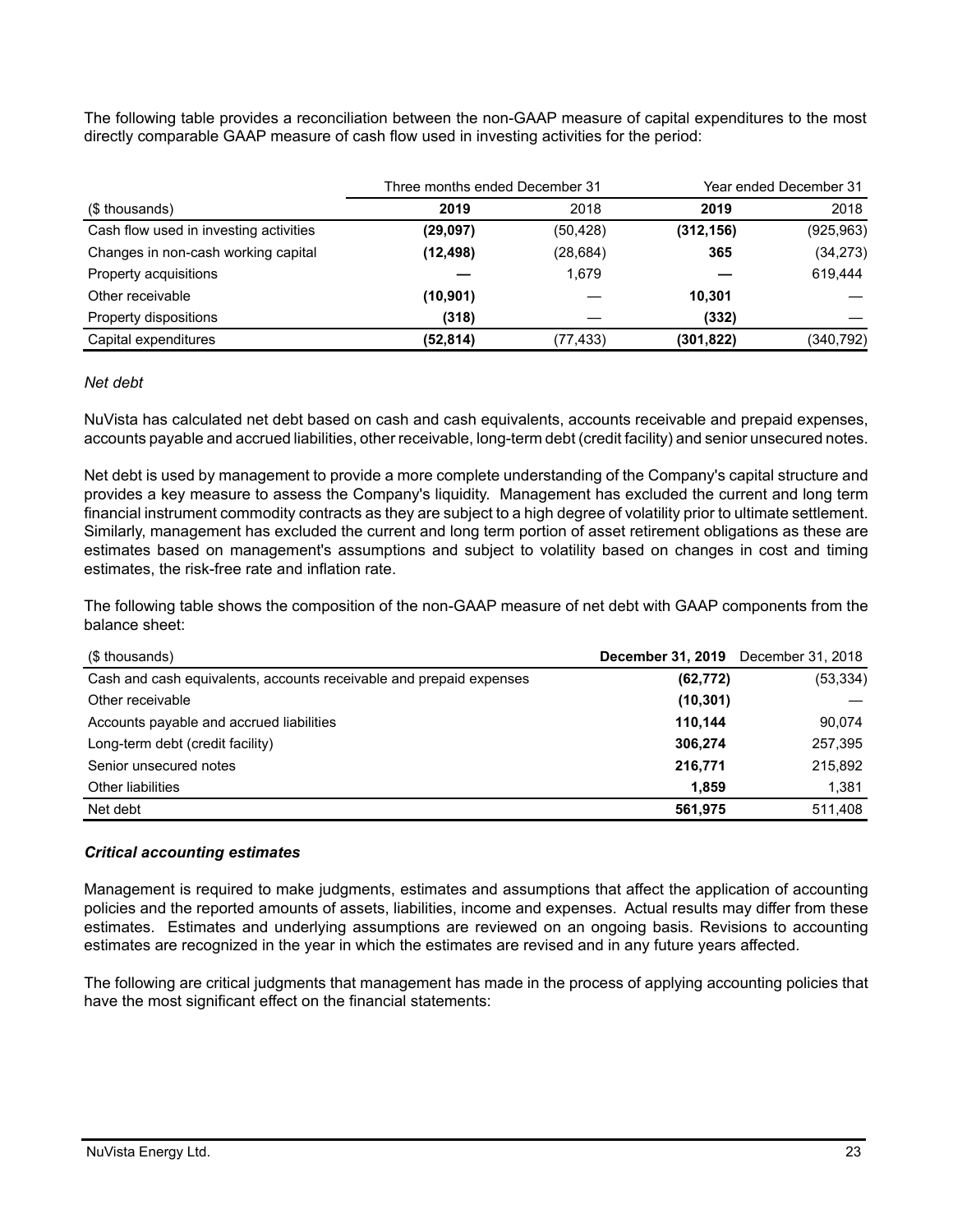The following table provides a reconciliation between the non-GAAP measure of capital expenditures to the most directly comparable GAAP measure of cash flow used in investing activities for the period:

| | Three months ended December 31 | | Year ended December 31 | |
|---|---|---|---|---|
| ($ thousands) | **2019** | 2018 | **2019** | 2018 |
| Cash flow used in investing activities | **(29,097)** | (50,428) | **(312,156)** | (925,963) |
| Changes in non-cash working capital | **(12,498)** | (28,684) | **365** | (34,273) |
| Property acquisitions | **—** | 1,679 | **—** | 619,444 |
| Other receivable | **(10,901)** | — | **10,301** | — |
| Property dispositions | **(318)** | — | **(332)** | — |
| Capital expenditures | **(52,814)** | (77,433) | **(301,822)** | (340,792) |

*Net debt*

NuVista has calculated net debt based on cash and cash equivalents, accounts receivable and prepaid expenses, accounts payable and accrued liabilities, other receivable, long-term debt (credit facility) and senior unsecured notes.

Net debt is used by management to provide a more complete understanding of the Company's capital structure and provides a key measure to assess the Company's liquidity. Management has excluded the current and long term financial instrument commodity contracts as they are subject to a high degree of volatility prior to ultimate settlement. Similarly, management has excluded the current and long term portion of asset retirement obligations as these are estimates based on management's assumptions and subject to volatility based on changes in cost and timing estimates, the risk-free rate and inflation rate.

The following table shows the composition of the non-GAAP measure of net debt with GAAP components from the balance sheet:

| ($ thousands) | **December 31, 2019** | December 31, 2018 |
|---|---|---|
| Cash and cash equivalents, accounts receivable and prepaid expenses | **(62,772)** | (53,334) |
| Other receivable | **(10,301)** | — |
| Accounts payable and accrued liabilities | **110,144** | 90,074 |
| Long-term debt (credit facility) | **306,274** | 257,395 |
| Senior unsecured notes | **216,771** | 215,892 |
| Other liabilities | **1,859** | 1,381 |
| Net debt | **561,975** | 511,408 |

***Critical accounting estimates***

Management is required to make judgments, estimates and assumptions that affect the application of accounting policies and the reported amounts of assets, liabilities, income and expenses. Actual results may differ from these estimates. Estimates and underlying assumptions are reviewed on an ongoing basis. Revisions to accounting estimates are recognized in the year in which the estimates are revised and in any future years affected.

The following are critical judgments that management has made in the process of applying accounting policies that have the most significant effect on the financial statements: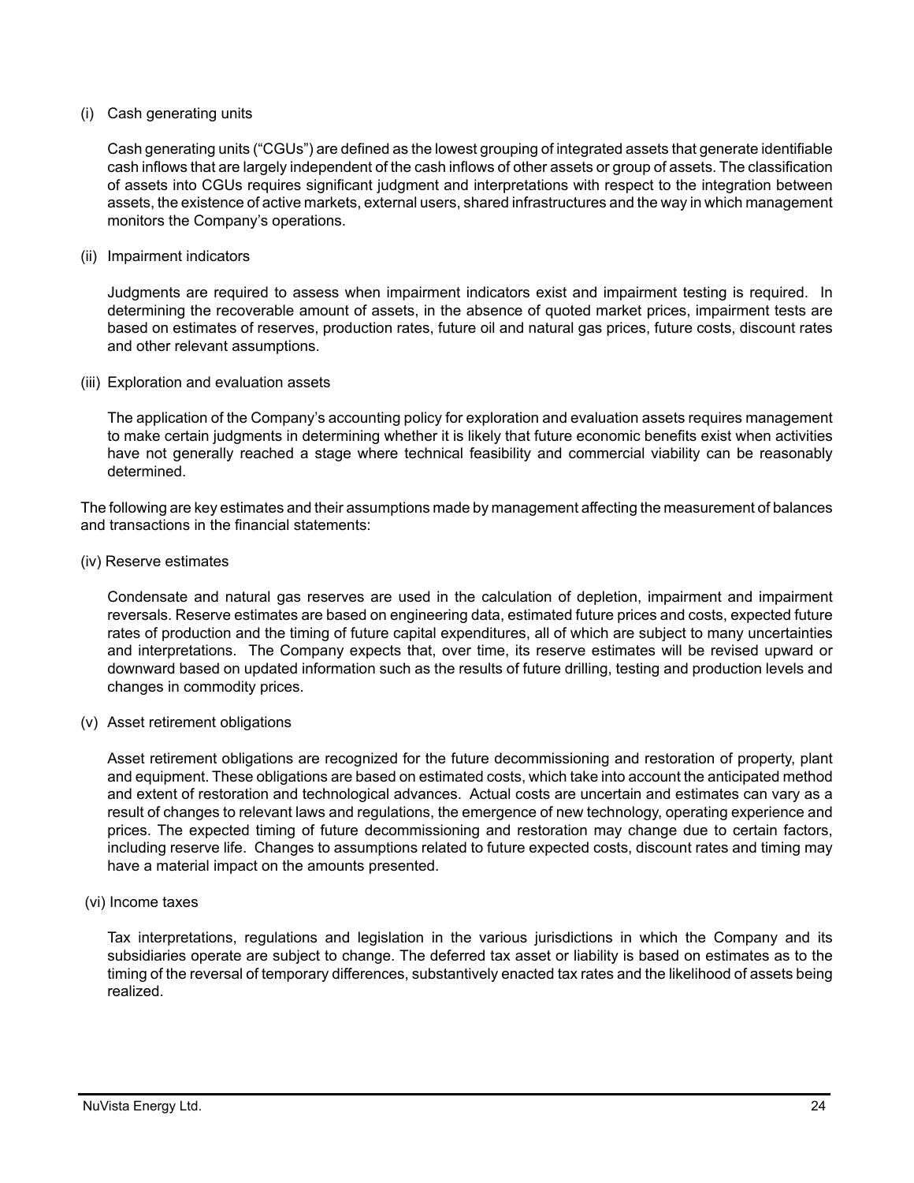(i) Cash generating units

Cash generating units ("CGUs") are defined as the lowest grouping of integrated assets that generate identifiable cash inflows that are largely independent of the cash inflows of other assets or group of assets. The classification of assets into CGUs requires significant judgment and interpretations with respect to the integration between assets, the existence of active markets, external users, shared infrastructures and the way in which management monitors the Company's operations.

(ii) Impairment indicators

Judgments are required to assess when impairment indicators exist and impairment testing is required. In determining the recoverable amount of assets, in the absence of quoted market prices, impairment tests are based on estimates of reserves, production rates, future oil and natural gas prices, future costs, discount rates and other relevant assumptions.

(iii) Exploration and evaluation assets

The application of the Company's accounting policy for exploration and evaluation assets requires management to make certain judgments in determining whether it is likely that future economic benefits exist when activities have not generally reached a stage where technical feasibility and commercial viability can be reasonably determined.

The following are key estimates and their assumptions made by management affecting the measurement of balances and transactions in the financial statements:

(iv) Reserve estimates

Condensate and natural gas reserves are used in the calculation of depletion, impairment and impairment reversals. Reserve estimates are based on engineering data, estimated future prices and costs, expected future rates of production and the timing of future capital expenditures, all of which are subject to many uncertainties and interpretations. The Company expects that, over time, its reserve estimates will be revised upward or downward based on updated information such as the results of future drilling, testing and production levels and changes in commodity prices.

(v) Asset retirement obligations

Asset retirement obligations are recognized for the future decommissioning and restoration of property, plant and equipment. These obligations are based on estimated costs, which take into account the anticipated method and extent of restoration and technological advances. Actual costs are uncertain and estimates can vary as a result of changes to relevant laws and regulations, the emergence of new technology, operating experience and prices. The expected timing of future decommissioning and restoration may change due to certain factors, including reserve life. Changes to assumptions related to future expected costs, discount rates and timing may have a material impact on the amounts presented.

(vi) Income taxes

Tax interpretations, regulations and legislation in the various jurisdictions in which the Company and its subsidiaries operate are subject to change. The deferred tax asset or liability is based on estimates as to the timing of the reversal of temporary differences, substantively enacted tax rates and the likelihood of assets being realized.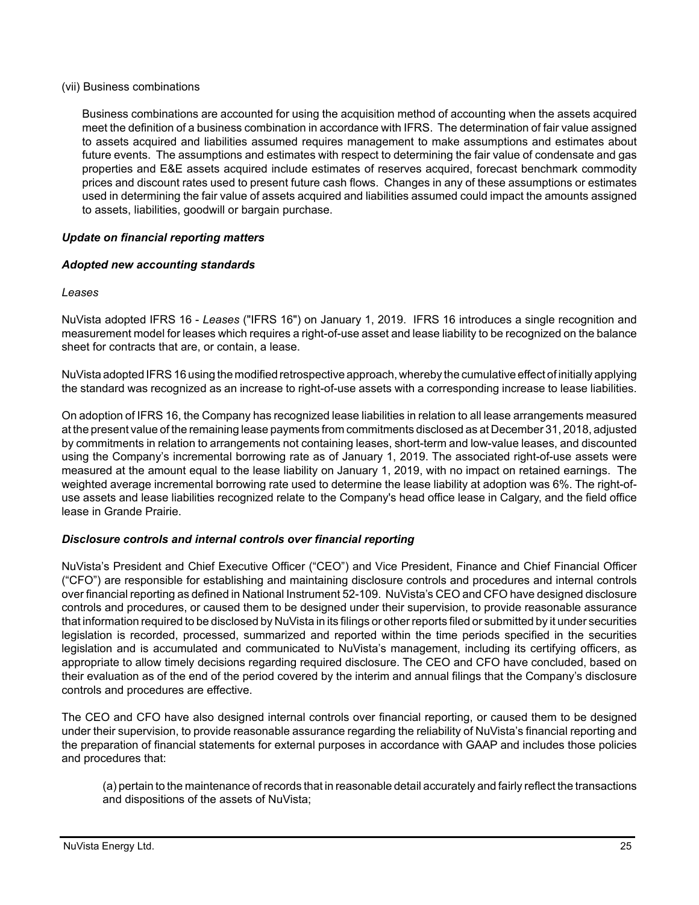(vii) Business combinations

Business combinations are accounted for using the acquisition method of accounting when the assets acquired meet the definition of a business combination in accordance with IFRS. The determination of fair value assigned to assets acquired and liabilities assumed requires management to make assumptions and estimates about future events. The assumptions and estimates with respect to determining the fair value of condensate and gas properties and E&E assets acquired include estimates of reserves acquired, forecast benchmark commodity prices and discount rates used to present future cash flows. Changes in any of these assumptions or estimates used in determining the fair value of assets acquired and liabilities assumed could impact the amounts assigned to assets, liabilities, goodwill or bargain purchase.

***Update on financial reporting matters***

***Adopted new accounting standards***

*Leases*

NuVista adopted IFRS 16 - *Leases* ("IFRS 16") on January 1, 2019. IFRS 16 introduces a single recognition and measurement model for leases which requires a right-of-use asset and lease liability to be recognized on the balance sheet for contracts that are, or contain, a lease.

NuVista adopted IFRS 16 using the modified retrospective approach, whereby the cumulative effect of initially applying the standard was recognized as an increase to right-of-use assets with a corresponding increase to lease liabilities.

On adoption of IFRS 16, the Company has recognized lease liabilities in relation to all lease arrangements measured at the present value of the remaining lease payments from commitments disclosed as at December 31, 2018, adjusted by commitments in relation to arrangements not containing leases, short-term and low-value leases, and discounted using the Company's incremental borrowing rate as of January 1, 2019. The associated right-of-use assets were measured at the amount equal to the lease liability on January 1, 2019, with no impact on retained earnings. The weighted average incremental borrowing rate used to determine the lease liability at adoption was 6%. The right-of-use assets and lease liabilities recognized relate to the Company's head office lease in Calgary, and the field office lease in Grande Prairie.

***Disclosure controls and internal controls over financial reporting***

NuVista's President and Chief Executive Officer ("CEO") and Vice President, Finance and Chief Financial Officer ("CFO") are responsible for establishing and maintaining disclosure controls and procedures and internal controls over financial reporting as defined in National Instrument 52-109. NuVista's CEO and CFO have designed disclosure controls and procedures, or caused them to be designed under their supervision, to provide reasonable assurance that information required to be disclosed by NuVista in its filings or other reports filed or submitted by it under securities legislation is recorded, processed, summarized and reported within the time periods specified in the securities legislation and is accumulated and communicated to NuVista's management, including its certifying officers, as appropriate to allow timely decisions regarding required disclosure. The CEO and CFO have concluded, based on their evaluation as of the end of the period covered by the interim and annual filings that the Company's disclosure controls and procedures are effective.

The CEO and CFO have also designed internal controls over financial reporting, or caused them to be designed under their supervision, to provide reasonable assurance regarding the reliability of NuVista's financial reporting and the preparation of financial statements for external purposes in accordance with GAAP and includes those policies and procedures that:

(a) pertain to the maintenance of records that in reasonable detail accurately and fairly reflect the transactions and dispositions of the assets of NuVista;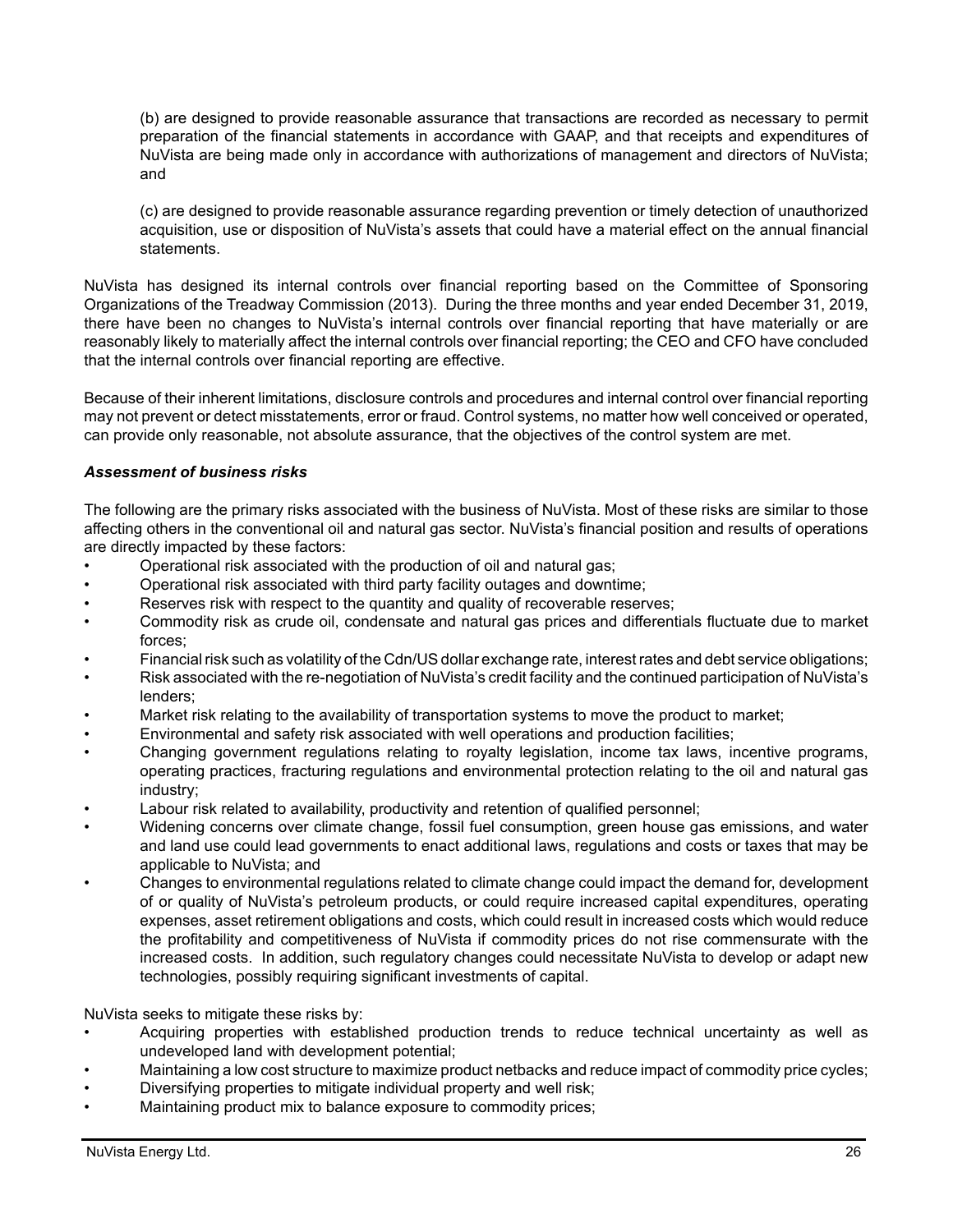(b) are designed to provide reasonable assurance that transactions are recorded as necessary to permit preparation of the financial statements in accordance with GAAP, and that receipts and expenditures of NuVista are being made only in accordance with authorizations of management and directors of NuVista; and

(c) are designed to provide reasonable assurance regarding prevention or timely detection of unauthorized acquisition, use or disposition of NuVista's assets that could have a material effect on the annual financial statements.

NuVista has designed its internal controls over financial reporting based on the Committee of Sponsoring Organizations of the Treadway Commission (2013). During the three months and year ended December 31, 2019, there have been no changes to NuVista's internal controls over financial reporting that have materially or are reasonably likely to materially affect the internal controls over financial reporting; the CEO and CFO have concluded that the internal controls over financial reporting are effective.

Because of their inherent limitations, disclosure controls and procedures and internal control over financial reporting may not prevent or detect misstatements, error or fraud. Control systems, no matter how well conceived or operated, can provide only reasonable, not absolute assurance, that the objectives of the control system are met.

***Assessment of business risks***

The following are the primary risks associated with the business of NuVista. Most of these risks are similar to those affecting others in the conventional oil and natural gas sector. NuVista's financial position and results of operations are directly impacted by these factors:

- Operational risk associated with the production of oil and natural gas;
- Operational risk associated with third party facility outages and downtime;
- Reserves risk with respect to the quantity and quality of recoverable reserves;
- Commodity risk as crude oil, condensate and natural gas prices and differentials fluctuate due to market forces;
- Financial risk such as volatility of the Cdn/US dollar exchange rate, interest rates and debt service obligations;
- Risk associated with the re-negotiation of NuVista's credit facility and the continued participation of NuVista's lenders;
- Market risk relating to the availability of transportation systems to move the product to market;
- Environmental and safety risk associated with well operations and production facilities;
- Changing government regulations relating to royalty legislation, income tax laws, incentive programs, operating practices, fracturing regulations and environmental protection relating to the oil and natural gas industry;
- Labour risk related to availability, productivity and retention of qualified personnel;
- Widening concerns over climate change, fossil fuel consumption, green house gas emissions, and water and land use could lead governments to enact additional laws, regulations and costs or taxes that may be applicable to NuVista; and
- Changes to environmental regulations related to climate change could impact the demand for, development of or quality of NuVista's petroleum products, or could require increased capital expenditures, operating expenses, asset retirement obligations and costs, which could result in increased costs which would reduce the profitability and competitiveness of NuVista if commodity prices do not rise commensurate with the increased costs. In addition, such regulatory changes could necessitate NuVista to develop or adapt new technologies, possibly requiring significant investments of capital.

NuVista seeks to mitigate these risks by:

- Acquiring properties with established production trends to reduce technical uncertainty as well as undeveloped land with development potential;
- Maintaining a low cost structure to maximize product netbacks and reduce impact of commodity price cycles;
- Diversifying properties to mitigate individual property and well risk;
- Maintaining product mix to balance exposure to commodity prices;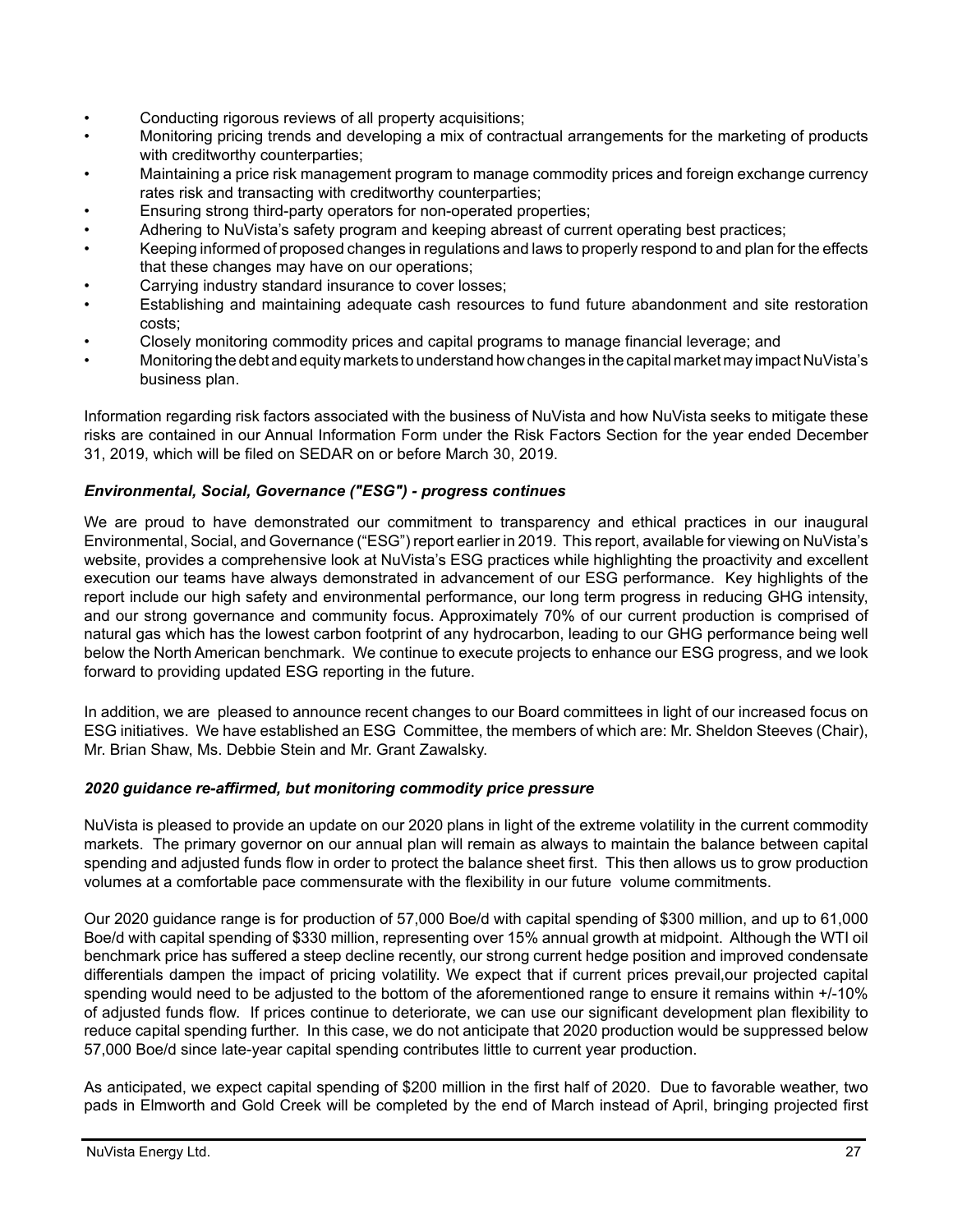- Conducting rigorous reviews of all property acquisitions;
- Monitoring pricing trends and developing a mix of contractual arrangements for the marketing of products with creditworthy counterparties;
- Maintaining a price risk management program to manage commodity prices and foreign exchange currency rates risk and transacting with creditworthy counterparties;
- Ensuring strong third-party operators for non-operated properties;
- Adhering to NuVista's safety program and keeping abreast of current operating best practices;
- Keeping informed of proposed changes in regulations and laws to properly respond to and plan for the effects that these changes may have on our operations;
- Carrying industry standard insurance to cover losses;
- Establishing and maintaining adequate cash resources to fund future abandonment and site restoration costs;
- Closely monitoring commodity prices and capital programs to manage financial leverage; and
- Monitoring the debt and equity markets to understand how changes in the capital market may impact NuVista's business plan.

Information regarding risk factors associated with the business of NuVista and how NuVista seeks to mitigate these risks are contained in our Annual Information Form under the Risk Factors Section for the year ended December 31, 2019, which will be filed on SEDAR on or before March 30, 2019.

***Environmental, Social, Governance ("ESG") - progress continues***

We are proud to have demonstrated our commitment to transparency and ethical practices in our inaugural Environmental, Social, and Governance ("ESG") report earlier in 2019. This report, available for viewing on NuVista's website, provides a comprehensive look at NuVista's ESG practices while highlighting the proactivity and excellent execution our teams have always demonstrated in advancement of our ESG performance. Key highlights of the report include our high safety and environmental performance, our long term progress in reducing GHG intensity, and our strong governance and community focus. Approximately 70% of our current production is comprised of natural gas which has the lowest carbon footprint of any hydrocarbon, leading to our GHG performance being well below the North American benchmark. We continue to execute projects to enhance our ESG progress, and we look forward to providing updated ESG reporting in the future.

In addition, we are pleased to announce recent changes to our Board committees in light of our increased focus on ESG initiatives. We have established an ESG Committee, the members of which are: Mr. Sheldon Steeves (Chair), Mr. Brian Shaw, Ms. Debbie Stein and Mr. Grant Zawalsky.

***2020 guidance re-affirmed, but monitoring commodity price pressure***

NuVista is pleased to provide an update on our 2020 plans in light of the extreme volatility in the current commodity markets. The primary governor on our annual plan will remain as always to maintain the balance between capital spending and adjusted funds flow in order to protect the balance sheet first. This then allows us to grow production volumes at a comfortable pace commensurate with the flexibility in our future volume commitments.

Our 2020 guidance range is for production of 57,000 Boe/d with capital spending of $300 million, and up to 61,000 Boe/d with capital spending of $330 million, representing over 15% annual growth at midpoint. Although the WTI oil benchmark price has suffered a steep decline recently, our strong current hedge position and improved condensate differentials dampen the impact of pricing volatility. We expect that if current prices prevail,our projected capital spending would need to be adjusted to the bottom of the aforementioned range to ensure it remains within +/-10% of adjusted funds flow. If prices continue to deteriorate, we can use our significant development plan flexibility to reduce capital spending further. In this case, we do not anticipate that 2020 production would be suppressed below 57,000 Boe/d since late-year capital spending contributes little to current year production.

As anticipated, we expect capital spending of $200 million in the first half of 2020. Due to favorable weather, two pads in Elmworth and Gold Creek will be completed by the end of March instead of April, bringing projected first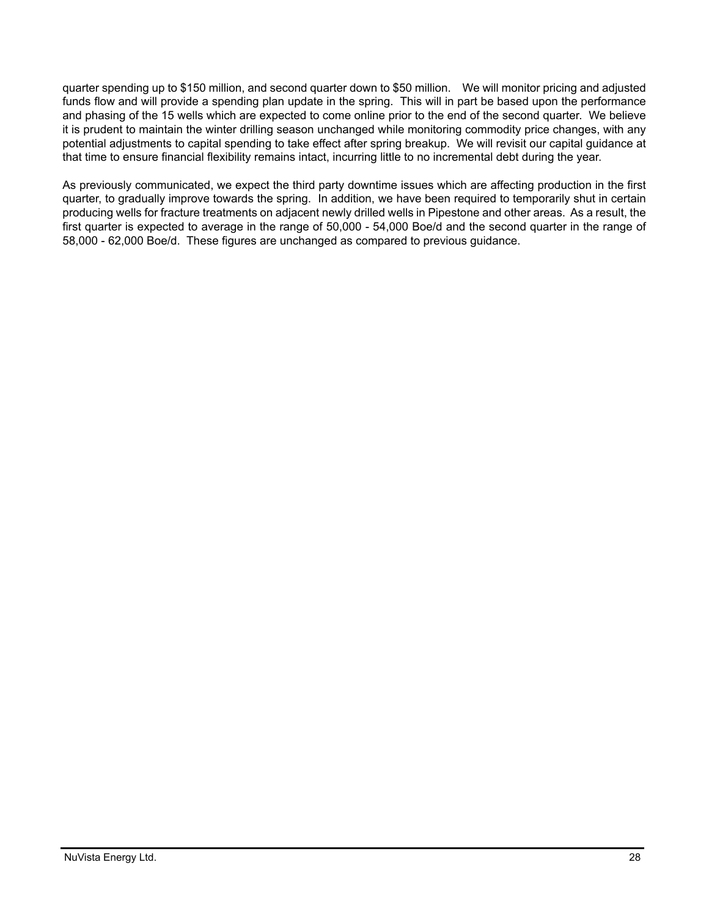quarter spending up to $150 million, and second quarter down to $50 million. We will monitor pricing and adjusted funds flow and will provide a spending plan update in the spring. This will in part be based upon the performance and phasing of the 15 wells which are expected to come online prior to the end of the second quarter. We believe it is prudent to maintain the winter drilling season unchanged while monitoring commodity price changes, with any potential adjustments to capital spending to take effect after spring breakup. We will revisit our capital guidance at that time to ensure financial flexibility remains intact, incurring little to no incremental debt during the year.

As previously communicated, we expect the third party downtime issues which are affecting production in the first quarter, to gradually improve towards the spring. In addition, we have been required to temporarily shut in certain producing wells for fracture treatments on adjacent newly drilled wells in Pipestone and other areas. As a result, the first quarter is expected to average in the range of 50,000 - 54,000 Boe/d and the second quarter in the range of 58,000 - 62,000 Boe/d. These figures are unchanged as compared to previous guidance.